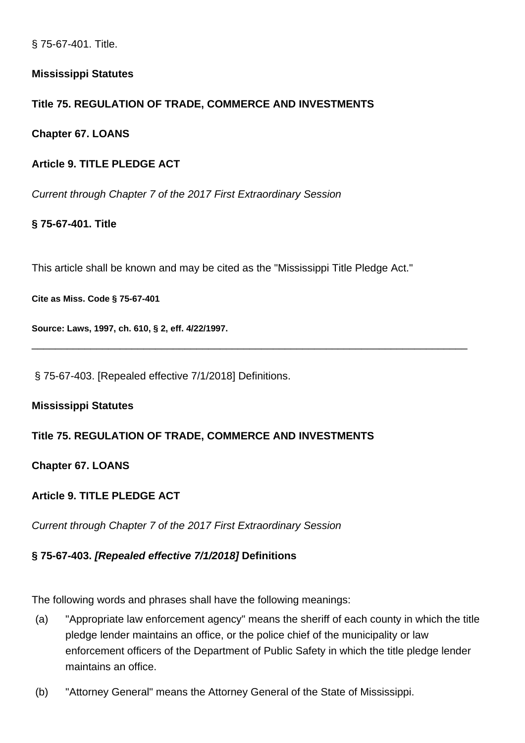§ 75-67-401. Title.

**Mississippi Statutes**

**Title 75. REGULATION OF TRADE, COMMERCE AND INVESTMENTS**

**Chapter 67. LOANS**

**Article 9. TITLE PLEDGE ACT**

*Current through Chapter 7 of the 2017 First Extraordinary Session*

**§ 75-67-401. Title**

This article shall be known and may be cited as the "Mississippi Title Pledge Act."

**Cite as Miss. Code § 75-67-401**

**Source: Laws, 1997, ch. 610, § 2, eff. 4/22/1997.**

---

§ 75-67-403. [Repealed effective 7/1/2018] Definitions.

**Mississippi Statutes**

**Title 75. REGULATION OF TRADE, COMMERCE AND INVESTMENTS**

**Chapter 67. LOANS**

**Article 9. TITLE PLEDGE ACT**

*Current through Chapter 7 of the 2017 First Extraordinary Session*

**§ 75-67-403. *[Repealed effective 7/1/2018]* Definitions**

The following words and phrases shall have the following meanings:

(a) "Appropriate law enforcement agency" means the sheriff of each county in which the title pledge lender maintains an office, or the police chief of the municipality or law enforcement officers of the Department of Public Safety in which the title pledge lender maintains an office.

(b) "Attorney General" means the Attorney General of the State of Mississippi.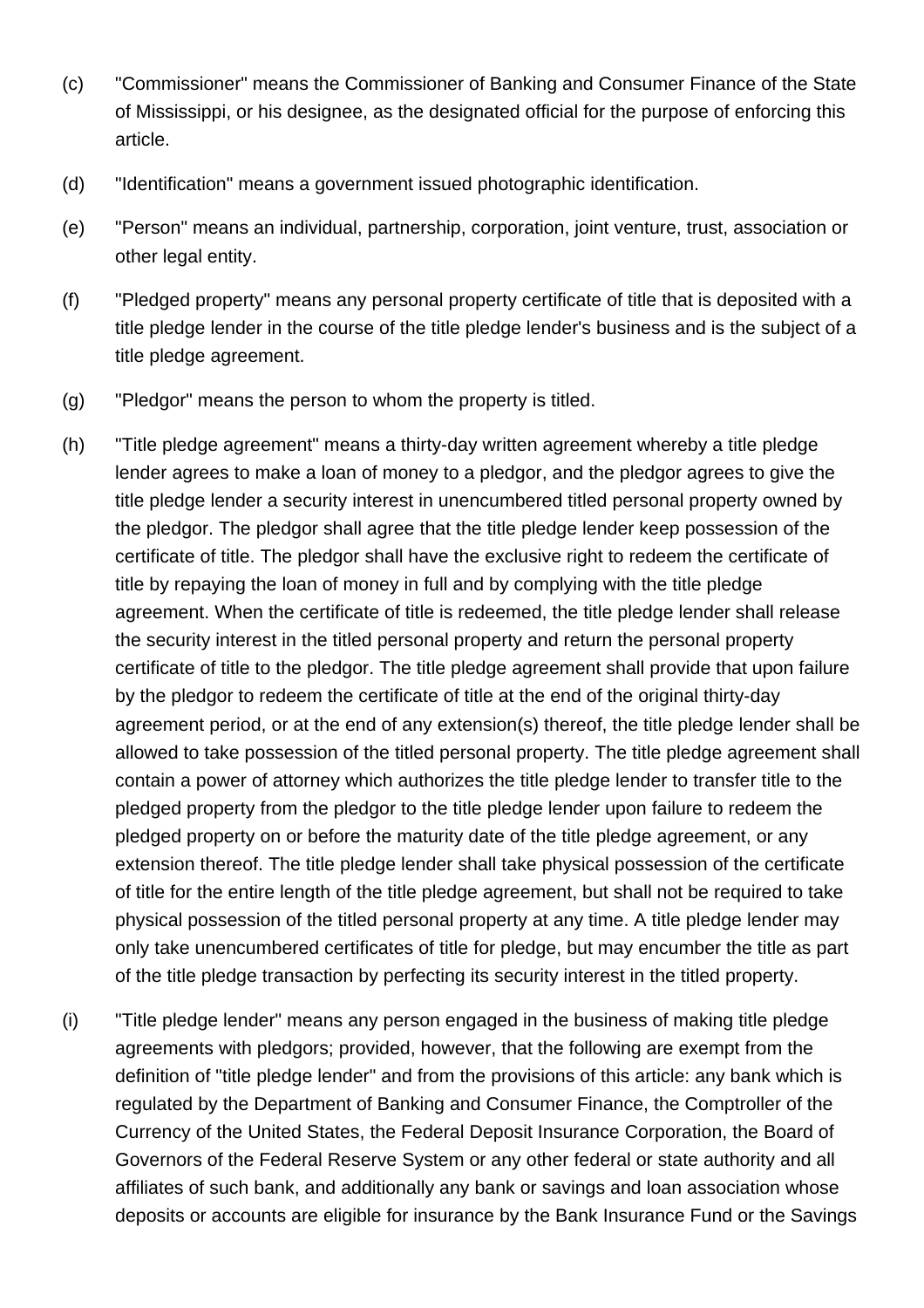(c) "Commissioner" means the Commissioner of Banking and Consumer Finance of the State of Mississippi, or his designee, as the designated official for the purpose of enforcing this article.

(d) "Identification" means a government issued photographic identification.

(e) "Person" means an individual, partnership, corporation, joint venture, trust, association or other legal entity.

(f) "Pledged property" means any personal property certificate of title that is deposited with a title pledge lender in the course of the title pledge lender's business and is the subject of a title pledge agreement.

(g) "Pledgor" means the person to whom the property is titled.

(h) "Title pledge agreement" means a thirty-day written agreement whereby a title pledge lender agrees to make a loan of money to a pledgor, and the pledgor agrees to give the title pledge lender a security interest in unencumbered titled personal property owned by the pledgor. The pledgor shall agree that the title pledge lender keep possession of the certificate of title. The pledgor shall have the exclusive right to redeem the certificate of title by repaying the loan of money in full and by complying with the title pledge agreement. When the certificate of title is redeemed, the title pledge lender shall release the security interest in the titled personal property and return the personal property certificate of title to the pledgor. The title pledge agreement shall provide that upon failure by the pledgor to redeem the certificate of title at the end of the original thirty-day agreement period, or at the end of any extension(s) thereof, the title pledge lender shall be allowed to take possession of the titled personal property. The title pledge agreement shall contain a power of attorney which authorizes the title pledge lender to transfer title to the pledged property from the pledgor to the title pledge lender upon failure to redeem the pledged property on or before the maturity date of the title pledge agreement, or any extension thereof. The title pledge lender shall take physical possession of the certificate of title for the entire length of the title pledge agreement, but shall not be required to take physical possession of the titled personal property at any time. A title pledge lender may only take unencumbered certificates of title for pledge, but may encumber the title as part of the title pledge transaction by perfecting its security interest in the titled property.

(i) "Title pledge lender" means any person engaged in the business of making title pledge agreements with pledgors; provided, however, that the following are exempt from the definition of "title pledge lender" and from the provisions of this article: any bank which is regulated by the Department of Banking and Consumer Finance, the Comptroller of the Currency of the United States, the Federal Deposit Insurance Corporation, the Board of Governors of the Federal Reserve System or any other federal or state authority and all affiliates of such bank, and additionally any bank or savings and loan association whose deposits or accounts are eligible for insurance by the Bank Insurance Fund or the Savings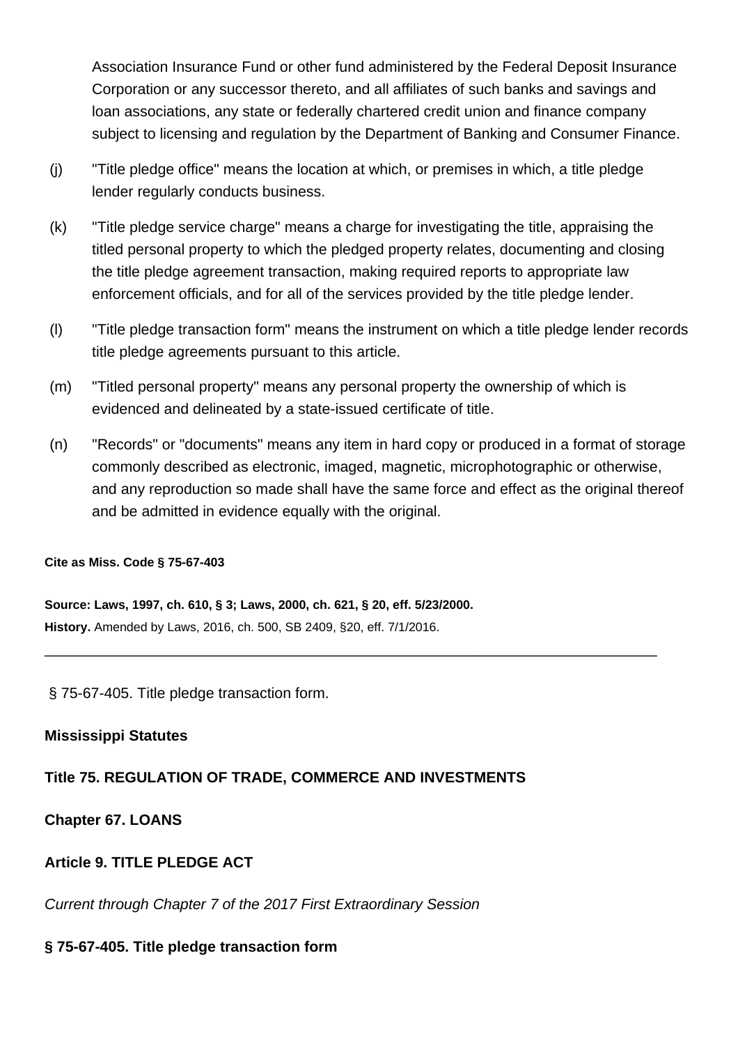Association Insurance Fund or other fund administered by the Federal Deposit Insurance Corporation or any successor thereto, and all affiliates of such banks and savings and loan associations, any state or federally chartered credit union and finance company subject to licensing and regulation by the Department of Banking and Consumer Finance.

(j) "Title pledge office" means the location at which, or premises in which, a title pledge lender regularly conducts business.

(k) "Title pledge service charge" means a charge for investigating the title, appraising the titled personal property to which the pledged property relates, documenting and closing the title pledge agreement transaction, making required reports to appropriate law enforcement officials, and for all of the services provided by the title pledge lender.

(l) "Title pledge transaction form" means the instrument on which a title pledge lender records title pledge agreements pursuant to this article.

(m) "Titled personal property" means any personal property the ownership of which is evidenced and delineated by a state-issued certificate of title.

(n) "Records" or "documents" means any item in hard copy or produced in a format of storage commonly described as electronic, imaged, magnetic, microphotographic or otherwise, and any reproduction so made shall have the same force and effect as the original thereof and be admitted in evidence equally with the original.

**Cite as Miss. Code § 75-67-403**

**Source: Laws, 1997, ch. 610, § 3; Laws, 2000, ch. 621, § 20, eff. 5/23/2000.**
**History.** Amended by Laws, 2016, ch. 500, SB 2409, §20, eff. 7/1/2016.

---

§ 75-67-405. Title pledge transaction form.

**Mississippi Statutes**

**Title 75. REGULATION OF TRADE, COMMERCE AND INVESTMENTS**

**Chapter 67. LOANS**

**Article 9. TITLE PLEDGE ACT**

*Current through Chapter 7 of the 2017 First Extraordinary Session*

**§ 75-67-405. Title pledge transaction form**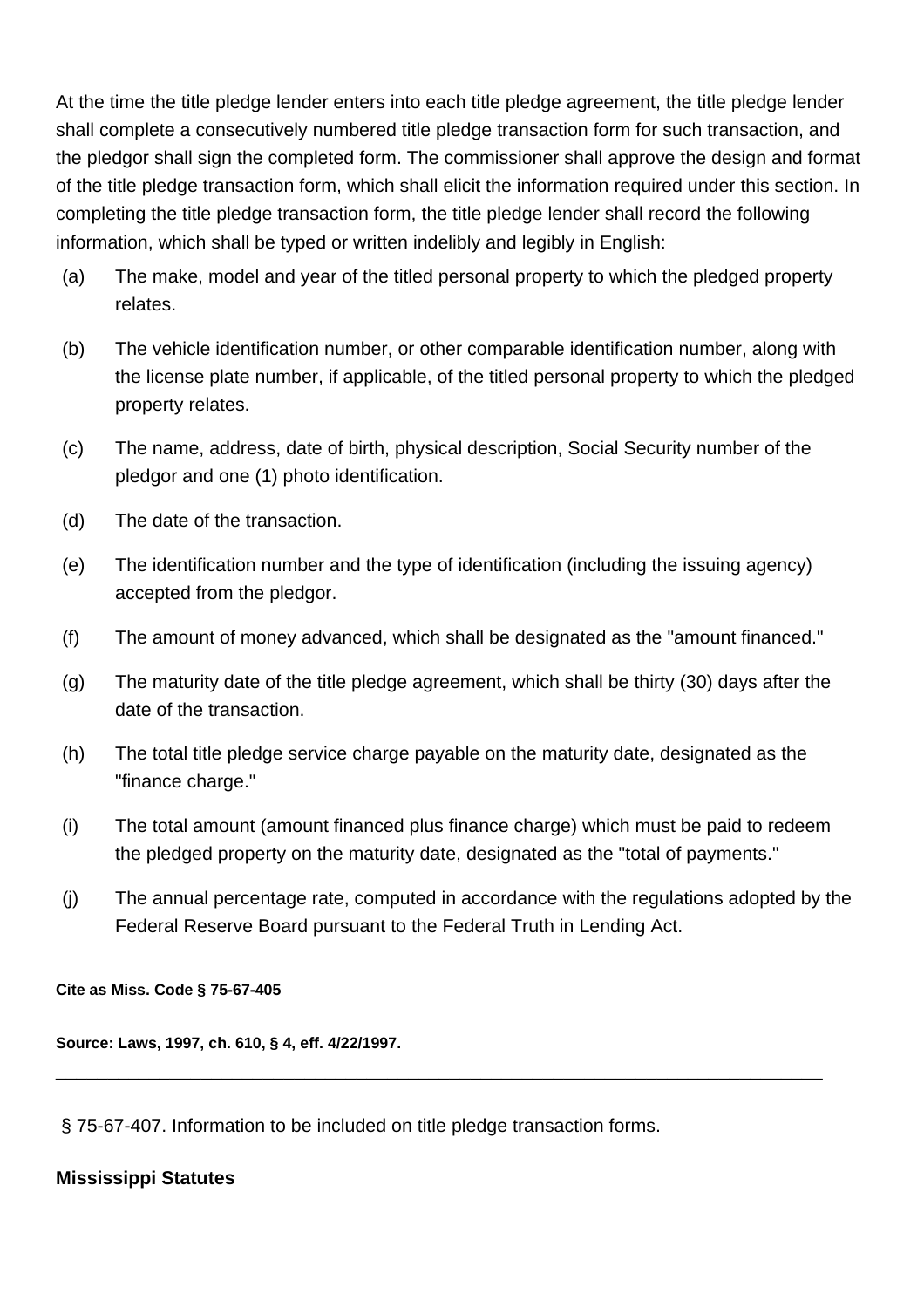At the time the title pledge lender enters into each title pledge agreement, the title pledge lender shall complete a consecutively numbered title pledge transaction form for such transaction, and the pledgor shall sign the completed form. The commissioner shall approve the design and format of the title pledge transaction form, which shall elicit the information required under this section. In completing the title pledge transaction form, the title pledge lender shall record the following information, which shall be typed or written indelibly and legibly in English:

(a) The make, model and year of the titled personal property to which the pledged property relates.

(b) The vehicle identification number, or other comparable identification number, along with the license plate number, if applicable, of the titled personal property to which the pledged property relates.

(c) The name, address, date of birth, physical description, Social Security number of the pledgor and one (1) photo identification.

(d) The date of the transaction.

(e) The identification number and the type of identification (including the issuing agency) accepted from the pledgor.

(f) The amount of money advanced, which shall be designated as the "amount financed."

(g) The maturity date of the title pledge agreement, which shall be thirty (30) days after the date of the transaction.

(h) The total title pledge service charge payable on the maturity date, designated as the "finance charge."

(i) The total amount (amount financed plus finance charge) which must be paid to redeem the pledged property on the maturity date, designated as the "total of payments."

(j) The annual percentage rate, computed in accordance with the regulations adopted by the Federal Reserve Board pursuant to the Federal Truth in Lending Act.

**Cite as Miss. Code § 75-67-405**

**Source: Laws, 1997, ch. 610, § 4, eff. 4/22/1997.**

---

§ 75-67-407. Information to be included on title pledge transaction forms.

**Mississippi Statutes**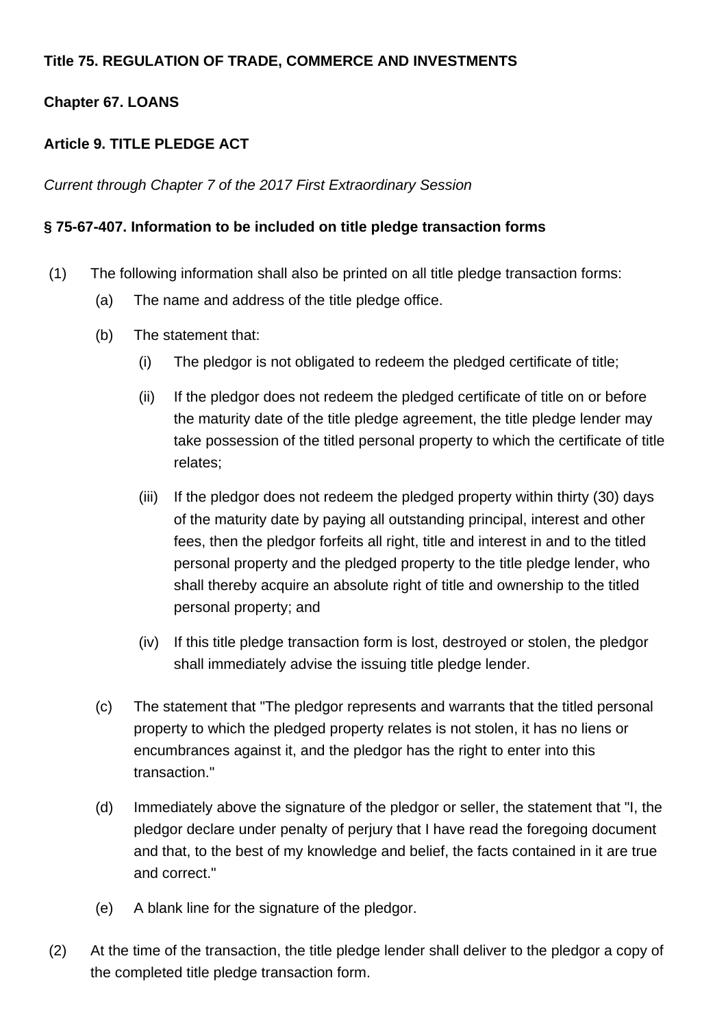**Title 75. REGULATION OF TRADE, COMMERCE AND INVESTMENTS**

**Chapter 67. LOANS**

**Article 9. TITLE PLEDGE ACT**

*Current through Chapter 7 of the 2017 First Extraordinary Session*

**§ 75-67-407. Information to be included on title pledge transaction forms**

(1) The following information shall also be printed on all title pledge transaction forms:

- (a) The name and address of the title pledge office.
- (b) The statement that:
  - (i) The pledgor is not obligated to redeem the pledged certificate of title;
  - (ii) If the pledgor does not redeem the pledged certificate of title on or before the maturity date of the title pledge agreement, the title pledge lender may take possession of the titled personal property to which the certificate of title relates;
  - (iii) If the pledgor does not redeem the pledged property within thirty (30) days of the maturity date by paying all outstanding principal, interest and other fees, then the pledgor forfeits all right, title and interest in and to the titled personal property and the pledged property to the title pledge lender, who shall thereby acquire an absolute right of title and ownership to the titled personal property; and
  - (iv) If this title pledge transaction form is lost, destroyed or stolen, the pledgor shall immediately advise the issuing title pledge lender.
- (c) The statement that "The pledgor represents and warrants that the titled personal property to which the pledged property relates is not stolen, it has no liens or encumbrances against it, and the pledgor has the right to enter into this transaction."
- (d) Immediately above the signature of the pledgor or seller, the statement that "I, the pledgor declare under penalty of perjury that I have read the foregoing document and that, to the best of my knowledge and belief, the facts contained in it are true and correct."
- (e) A blank line for the signature of the pledgor.

(2) At the time of the transaction, the title pledge lender shall deliver to the pledgor a copy of the completed title pledge transaction form.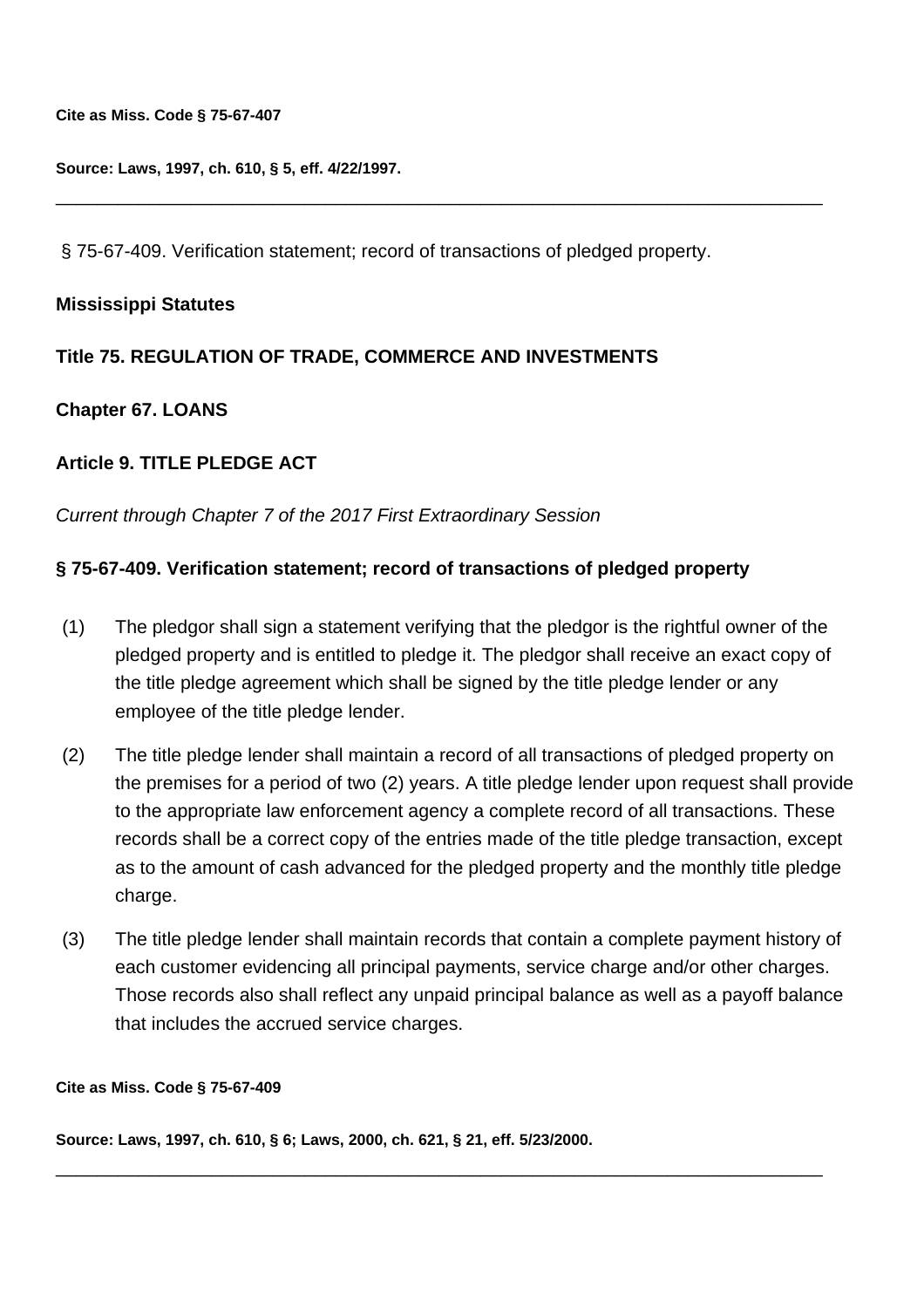**Cite as Miss. Code § 75-67-407**

**Source: Laws, 1997, ch. 610, § 5, eff. 4/22/1997.**

---

§ 75-67-409. Verification statement; record of transactions of pledged property.

**Mississippi Statutes**

**Title 75. REGULATION OF TRADE, COMMERCE AND INVESTMENTS**

**Chapter 67. LOANS**

**Article 9. TITLE PLEDGE ACT**

*Current through Chapter 7 of the 2017 First Extraordinary Session*

**§ 75-67-409. Verification statement; record of transactions of pledged property**

(1) The pledgor shall sign a statement verifying that the pledgor is the rightful owner of the pledged property and is entitled to pledge it. The pledgor shall receive an exact copy of the title pledge agreement which shall be signed by the title pledge lender or any employee of the title pledge lender.

(2) The title pledge lender shall maintain a record of all transactions of pledged property on the premises for a period of two (2) years. A title pledge lender upon request shall provide to the appropriate law enforcement agency a complete record of all transactions. These records shall be a correct copy of the entries made of the title pledge transaction, except as to the amount of cash advanced for the pledged property and the monthly title pledge charge.

(3) The title pledge lender shall maintain records that contain a complete payment history of each customer evidencing all principal payments, service charge and/or other charges. Those records also shall reflect any unpaid principal balance as well as a payoff balance that includes the accrued service charges.

**Cite as Miss. Code § 75-67-409**

**Source: Laws, 1997, ch. 610, § 6; Laws, 2000, ch. 621, § 21, eff. 5/23/2000.**

---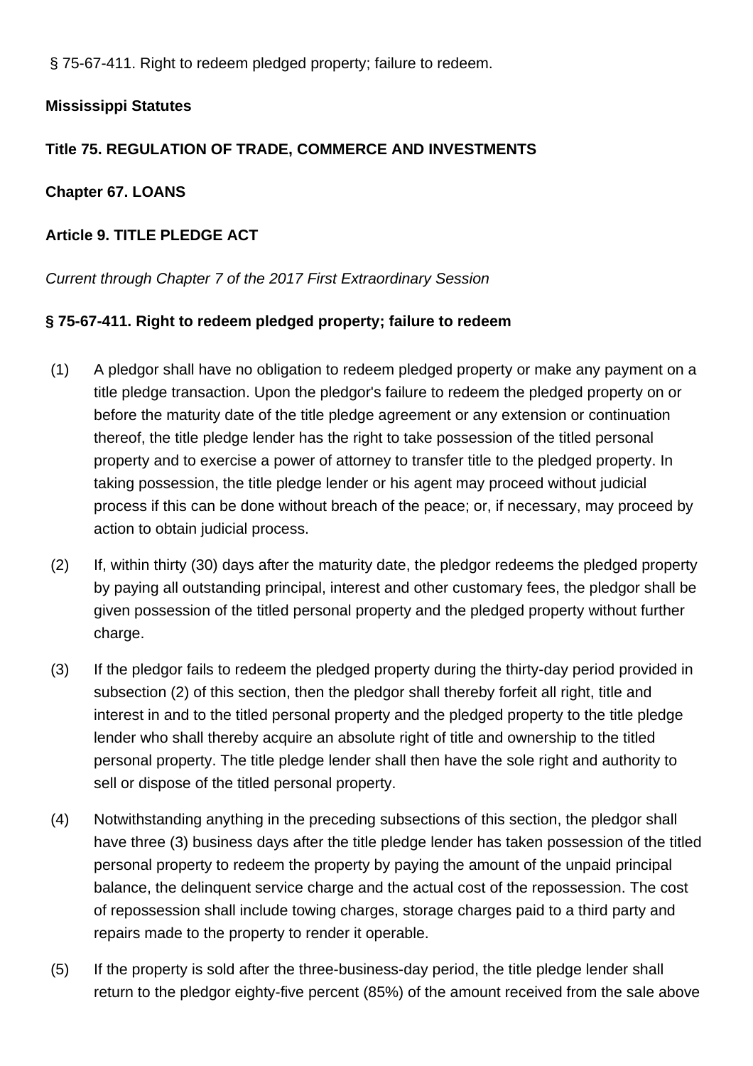§ 75-67-411. Right to redeem pledged property; failure to redeem.

**Mississippi Statutes**

**Title 75. REGULATION OF TRADE, COMMERCE AND INVESTMENTS**

**Chapter 67. LOANS**

**Article 9. TITLE PLEDGE ACT**

*Current through Chapter 7 of the 2017 First Extraordinary Session*

**§ 75-67-411. Right to redeem pledged property; failure to redeem**

(1) A pledgor shall have no obligation to redeem pledged property or make any payment on a title pledge transaction. Upon the pledgor's failure to redeem the pledged property on or before the maturity date of the title pledge agreement or any extension or continuation thereof, the title pledge lender has the right to take possession of the titled personal property and to exercise a power of attorney to transfer title to the pledged property. In taking possession, the title pledge lender or his agent may proceed without judicial process if this can be done without breach of the peace; or, if necessary, may proceed by action to obtain judicial process.

(2) If, within thirty (30) days after the maturity date, the pledgor redeems the pledged property by paying all outstanding principal, interest and other customary fees, the pledgor shall be given possession of the titled personal property and the pledged property without further charge.

(3) If the pledgor fails to redeem the pledged property during the thirty-day period provided in subsection (2) of this section, then the pledgor shall thereby forfeit all right, title and interest in and to the titled personal property and the pledged property to the title pledge lender who shall thereby acquire an absolute right of title and ownership to the titled personal property. The title pledge lender shall then have the sole right and authority to sell or dispose of the titled personal property.

(4) Notwithstanding anything in the preceding subsections of this section, the pledgor shall have three (3) business days after the title pledge lender has taken possession of the titled personal property to redeem the property by paying the amount of the unpaid principal balance, the delinquent service charge and the actual cost of the repossession. The cost of repossession shall include towing charges, storage charges paid to a third party and repairs made to the property to render it operable.

(5) If the property is sold after the three-business-day period, the title pledge lender shall return to the pledgor eighty-five percent (85%) of the amount received from the sale above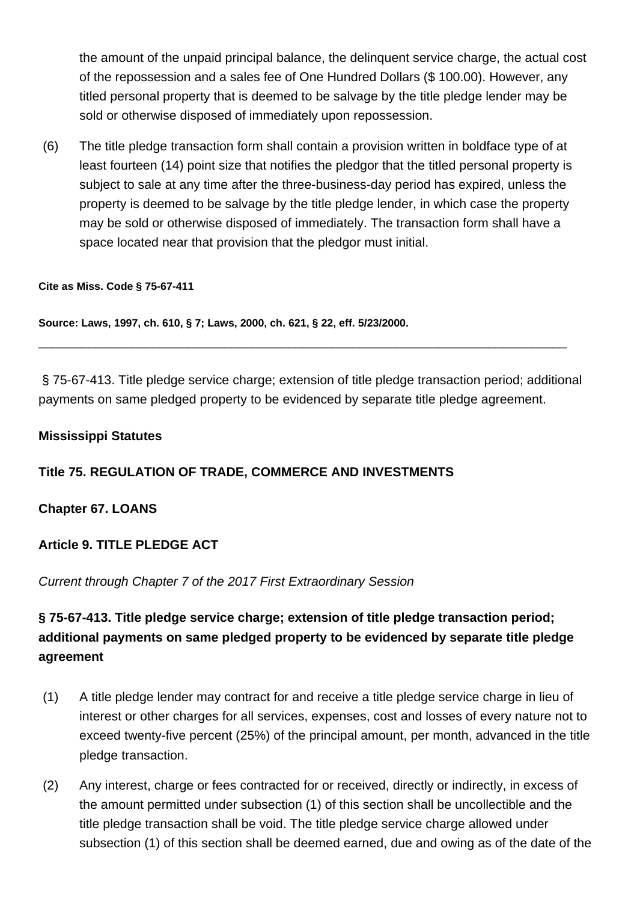the amount of the unpaid principal balance, the delinquent service charge, the actual cost of the repossession and a sales fee of One Hundred Dollars ($ 100.00). However, any titled personal property that is deemed to be salvage by the title pledge lender may be sold or otherwise disposed of immediately upon repossession.

(6) The title pledge transaction form shall contain a provision written in boldface type of at least fourteen (14) point size that notifies the pledgor that the titled personal property is subject to sale at any time after the three-business-day period has expired, unless the property is deemed to be salvage by the title pledge lender, in which case the property may be sold or otherwise disposed of immediately. The transaction form shall have a space located near that provision that the pledgor must initial.

**Cite as Miss. Code § 75-67-411**

**Source: Laws, 1997, ch. 610, § 7; Laws, 2000, ch. 621, § 22, eff. 5/23/2000.**

---

§ 75-67-413. Title pledge service charge; extension of title pledge transaction period; additional payments on same pledged property to be evidenced by separate title pledge agreement.

**Mississippi Statutes**

**Title 75. REGULATION OF TRADE, COMMERCE AND INVESTMENTS**

**Chapter 67. LOANS**

**Article 9. TITLE PLEDGE ACT**

*Current through Chapter 7 of the 2017 First Extraordinary Session*

### § 75-67-413. Title pledge service charge; extension of title pledge transaction period; additional payments on same pledged property to be evidenced by separate title pledge agreement

(1) A title pledge lender may contract for and receive a title pledge service charge in lieu of interest or other charges for all services, expenses, cost and losses of every nature not to exceed twenty-five percent (25%) of the principal amount, per month, advanced in the title pledge transaction.

(2) Any interest, charge or fees contracted for or received, directly or indirectly, in excess of the amount permitted under subsection (1) of this section shall be uncollectible and the title pledge transaction shall be void. The title pledge service charge allowed under subsection (1) of this section shall be deemed earned, due and owing as of the date of the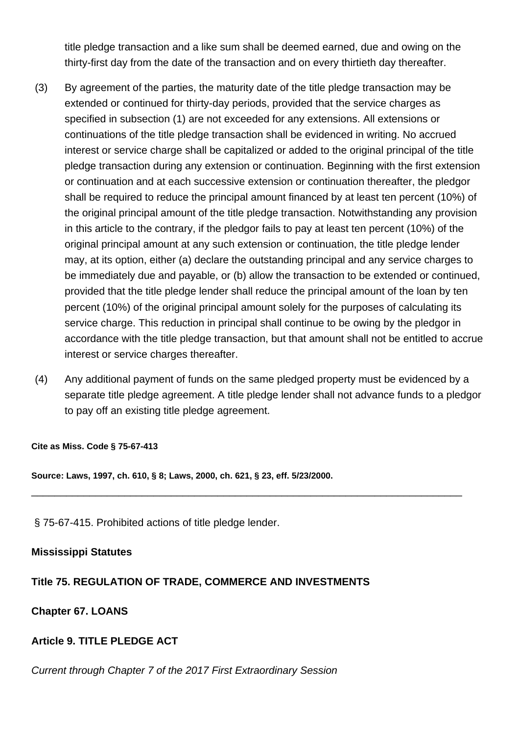title pledge transaction and a like sum shall be deemed earned, due and owing on the thirty-first day from the date of the transaction and on every thirtieth day thereafter.

(3) By agreement of the parties, the maturity date of the title pledge transaction may be extended or continued for thirty-day periods, provided that the service charges as specified in subsection (1) are not exceeded for any extensions. All extensions or continuations of the title pledge transaction shall be evidenced in writing. No accrued interest or service charge shall be capitalized or added to the original principal of the title pledge transaction during any extension or continuation. Beginning with the first extension or continuation and at each successive extension or continuation thereafter, the pledgor shall be required to reduce the principal amount financed by at least ten percent (10%) of the original principal amount of the title pledge transaction. Notwithstanding any provision in this article to the contrary, if the pledgor fails to pay at least ten percent (10%) of the original principal amount at any such extension or continuation, the title pledge lender may, at its option, either (a) declare the outstanding principal and any service charges to be immediately due and payable, or (b) allow the transaction to be extended or continued, provided that the title pledge lender shall reduce the principal amount of the loan by ten percent (10%) of the original principal amount solely for the purposes of calculating its service charge. This reduction in principal shall continue to be owing by the pledgor in accordance with the title pledge transaction, but that amount shall not be entitled to accrue interest or service charges thereafter.

(4) Any additional payment of funds on the same pledged property must be evidenced by a separate title pledge agreement. A title pledge lender shall not advance funds to a pledgor to pay off an existing title pledge agreement.

**Cite as Miss. Code § 75-67-413**

**Source: Laws, 1997, ch. 610, § 8; Laws, 2000, ch. 621, § 23, eff. 5/23/2000.**

---

§ 75-67-415. Prohibited actions of title pledge lender.

**Mississippi Statutes**

**Title 75. REGULATION OF TRADE, COMMERCE AND INVESTMENTS**

**Chapter 67. LOANS**

**Article 9. TITLE PLEDGE ACT**

*Current through Chapter 7 of the 2017 First Extraordinary Session*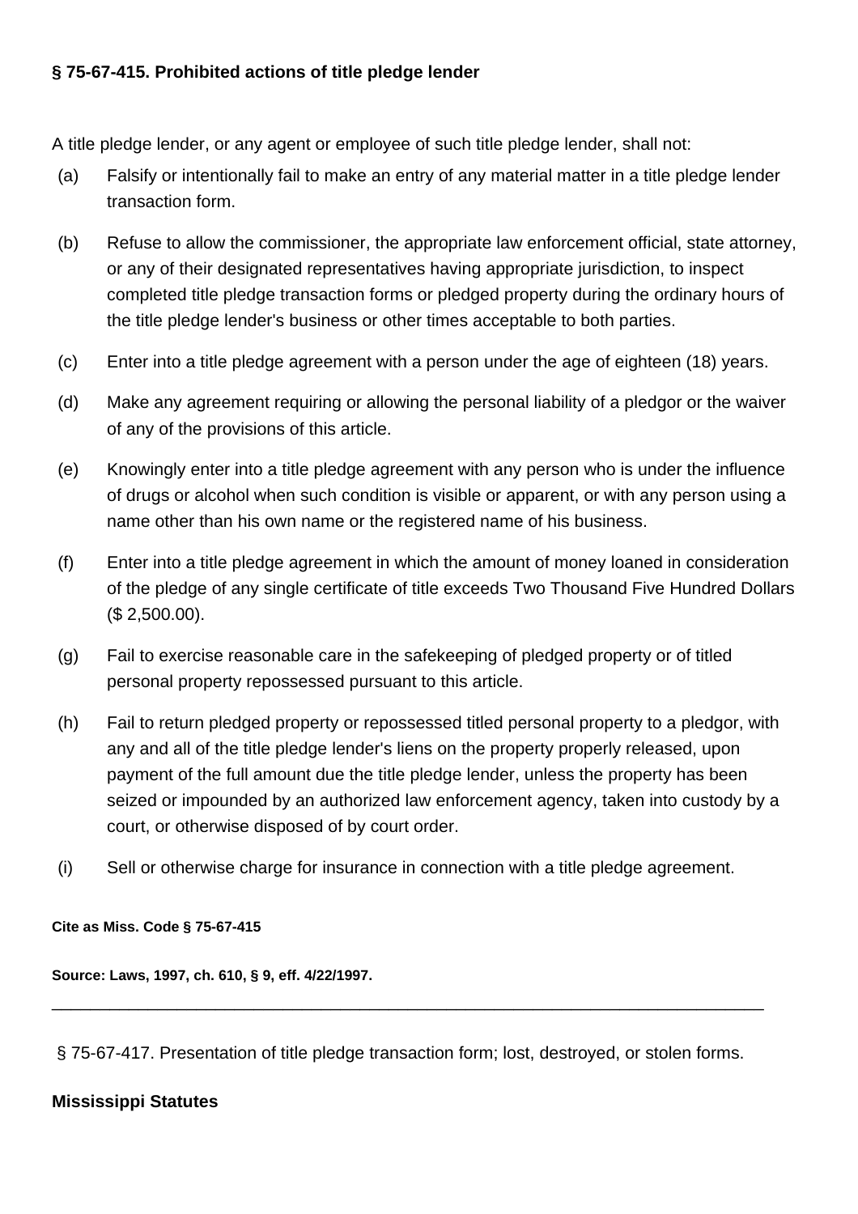**§ 75-67-415. Prohibited actions of title pledge lender**

A title pledge lender, or any agent or employee of such title pledge lender, shall not:

(a) Falsify or intentionally fail to make an entry of any material matter in a title pledge lender transaction form.

(b) Refuse to allow the commissioner, the appropriate law enforcement official, state attorney, or any of their designated representatives having appropriate jurisdiction, to inspect completed title pledge transaction forms or pledged property during the ordinary hours of the title pledge lender's business or other times acceptable to both parties.

(c) Enter into a title pledge agreement with a person under the age of eighteen (18) years.

(d) Make any agreement requiring or allowing the personal liability of a pledgor or the waiver of any of the provisions of this article.

(e) Knowingly enter into a title pledge agreement with any person who is under the influence of drugs or alcohol when such condition is visible or apparent, or with any person using a name other than his own name or the registered name of his business.

(f) Enter into a title pledge agreement in which the amount of money loaned in consideration of the pledge of any single certificate of title exceeds Two Thousand Five Hundred Dollars ($ 2,500.00).

(g) Fail to exercise reasonable care in the safekeeping of pledged property or of titled personal property repossessed pursuant to this article.

(h) Fail to return pledged property or repossessed titled personal property to a pledgor, with any and all of the title pledge lender's liens on the property properly released, upon payment of the full amount due the title pledge lender, unless the property has been seized or impounded by an authorized law enforcement agency, taken into custody by a court, or otherwise disposed of by court order.

(i) Sell or otherwise charge for insurance in connection with a title pledge agreement.

**Cite as Miss. Code § 75-67-415**

**Source: Laws, 1997, ch. 610, § 9, eff. 4/22/1997.**

---

§ 75-67-417. Presentation of title pledge transaction form; lost, destroyed, or stolen forms.

**Mississippi Statutes**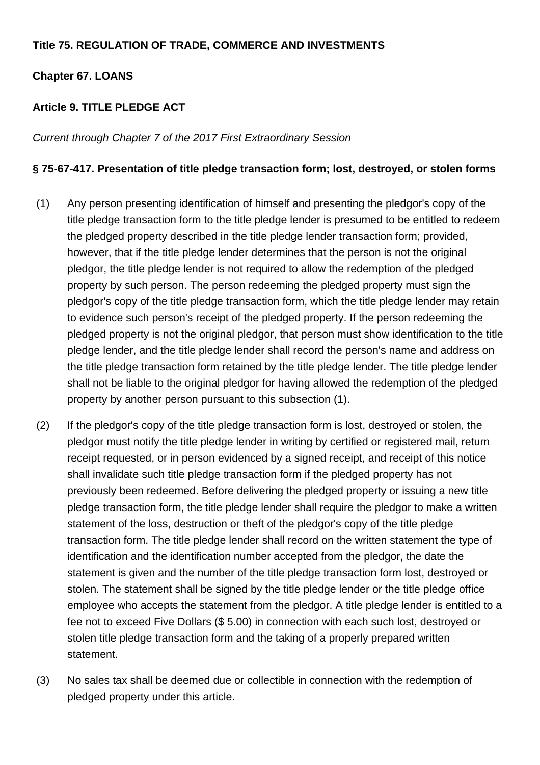**Title 75. REGULATION OF TRADE, COMMERCE AND INVESTMENTS**

**Chapter 67. LOANS**

**Article 9. TITLE PLEDGE ACT**

*Current through Chapter 7 of the 2017 First Extraordinary Session*

**§ 75-67-417. Presentation of title pledge transaction form; lost, destroyed, or stolen forms**

(1) Any person presenting identification of himself and presenting the pledgor's copy of the title pledge transaction form to the title pledge lender is presumed to be entitled to redeem the pledged property described in the title pledge lender transaction form; provided, however, that if the title pledge lender determines that the person is not the original pledgor, the title pledge lender is not required to allow the redemption of the pledged property by such person. The person redeeming the pledged property must sign the pledgor's copy of the title pledge transaction form, which the title pledge lender may retain to evidence such person's receipt of the pledged property. If the person redeeming the pledged property is not the original pledgor, that person must show identification to the title pledge lender, and the title pledge lender shall record the person's name and address on the title pledge transaction form retained by the title pledge lender. The title pledge lender shall not be liable to the original pledgor for having allowed the redemption of the pledged property by another person pursuant to this subsection (1).

(2) If the pledgor's copy of the title pledge transaction form is lost, destroyed or stolen, the pledgor must notify the title pledge lender in writing by certified or registered mail, return receipt requested, or in person evidenced by a signed receipt, and receipt of this notice shall invalidate such title pledge transaction form if the pledged property has not previously been redeemed. Before delivering the pledged property or issuing a new title pledge transaction form, the title pledge lender shall require the pledgor to make a written statement of the loss, destruction or theft of the pledgor's copy of the title pledge transaction form. The title pledge lender shall record on the written statement the type of identification and the identification number accepted from the pledgor, the date the statement is given and the number of the title pledge transaction form lost, destroyed or stolen. The statement shall be signed by the title pledge lender or the title pledge office employee who accepts the statement from the pledgor. A title pledge lender is entitled to a fee not to exceed Five Dollars ($ 5.00) in connection with each such lost, destroyed or stolen title pledge transaction form and the taking of a properly prepared written statement.

(3) No sales tax shall be deemed due or collectible in connection with the redemption of pledged property under this article.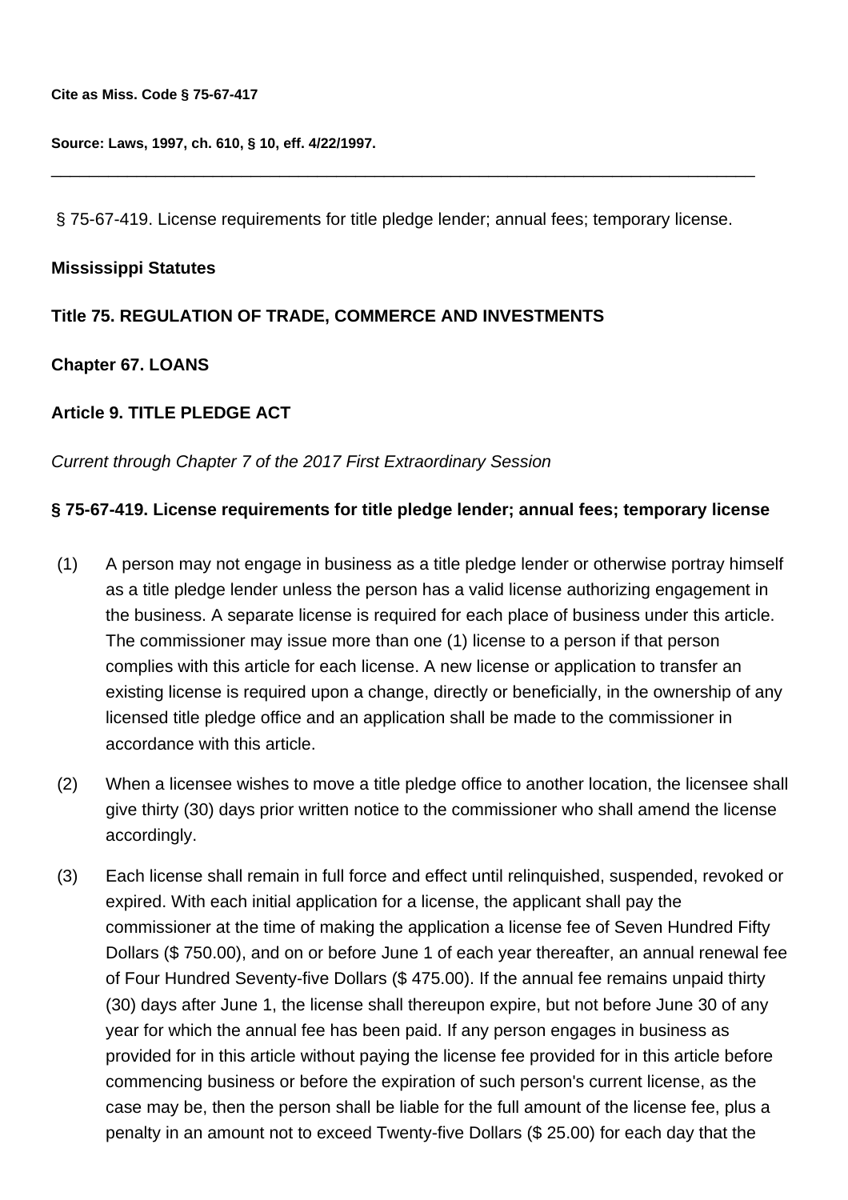**Cite as Miss. Code § 75-67-417**

**Source: Laws, 1997, ch. 610, § 10, eff. 4/22/1997.**

---

§ 75-67-419. License requirements for title pledge lender; annual fees; temporary license.

**Mississippi Statutes**

**Title 75. REGULATION OF TRADE, COMMERCE AND INVESTMENTS**

**Chapter 67. LOANS**

**Article 9. TITLE PLEDGE ACT**

*Current through Chapter 7 of the 2017 First Extraordinary Session*

**§ 75-67-419. License requirements for title pledge lender; annual fees; temporary license**

(1) A person may not engage in business as a title pledge lender or otherwise portray himself as a title pledge lender unless the person has a valid license authorizing engagement in the business. A separate license is required for each place of business under this article. The commissioner may issue more than one (1) license to a person if that person complies with this article for each license. A new license or application to transfer an existing license is required upon a change, directly or beneficially, in the ownership of any licensed title pledge office and an application shall be made to the commissioner in accordance with this article.

(2) When a licensee wishes to move a title pledge office to another location, the licensee shall give thirty (30) days prior written notice to the commissioner who shall amend the license accordingly.

(3) Each license shall remain in full force and effect until relinquished, suspended, revoked or expired. With each initial application for a license, the applicant shall pay the commissioner at the time of making the application a license fee of Seven Hundred Fifty Dollars ($ 750.00), and on or before June 1 of each year thereafter, an annual renewal fee of Four Hundred Seventy-five Dollars ($ 475.00). If the annual fee remains unpaid thirty (30) days after June 1, the license shall thereupon expire, but not before June 30 of any year for which the annual fee has been paid. If any person engages in business as provided for in this article without paying the license fee provided for in this article before commencing business or before the expiration of such person's current license, as the case may be, then the person shall be liable for the full amount of the license fee, plus a penalty in an amount not to exceed Twenty-five Dollars ($ 25.00) for each day that the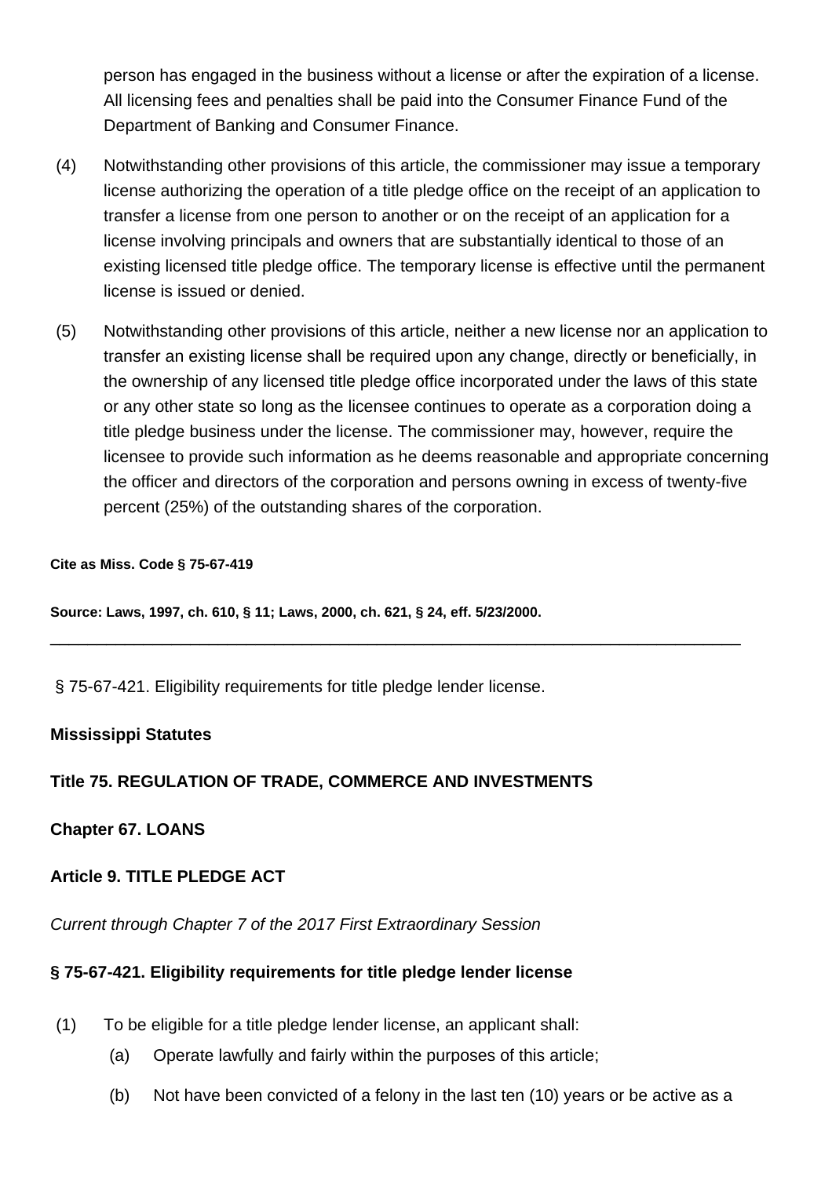person has engaged in the business without a license or after the expiration of a license. All licensing fees and penalties shall be paid into the Consumer Finance Fund of the Department of Banking and Consumer Finance.

(4) Notwithstanding other provisions of this article, the commissioner may issue a temporary license authorizing the operation of a title pledge office on the receipt of an application to transfer a license from one person to another or on the receipt of an application for a license involving principals and owners that are substantially identical to those of an existing licensed title pledge office. The temporary license is effective until the permanent license is issued or denied.

(5) Notwithstanding other provisions of this article, neither a new license nor an application to transfer an existing license shall be required upon any change, directly or beneficially, in the ownership of any licensed title pledge office incorporated under the laws of this state or any other state so long as the licensee continues to operate as a corporation doing a title pledge business under the license. The commissioner may, however, require the licensee to provide such information as he deems reasonable and appropriate concerning the officer and directors of the corporation and persons owning in excess of twenty-five percent (25%) of the outstanding shares of the corporation.

**Cite as Miss. Code § 75-67-419**

**Source: Laws, 1997, ch. 610, § 11; Laws, 2000, ch. 621, § 24, eff. 5/23/2000.**

---

§ 75-67-421. Eligibility requirements for title pledge lender license.

**Mississippi Statutes**

**Title 75. REGULATION OF TRADE, COMMERCE AND INVESTMENTS**

**Chapter 67. LOANS**

**Article 9. TITLE PLEDGE ACT**

*Current through Chapter 7 of the 2017 First Extraordinary Session*

**§ 75-67-421. Eligibility requirements for title pledge lender license**

(1) To be eligible for a title pledge lender license, an applicant shall:

(a) Operate lawfully and fairly within the purposes of this article;

(b) Not have been convicted of a felony in the last ten (10) years or be active as a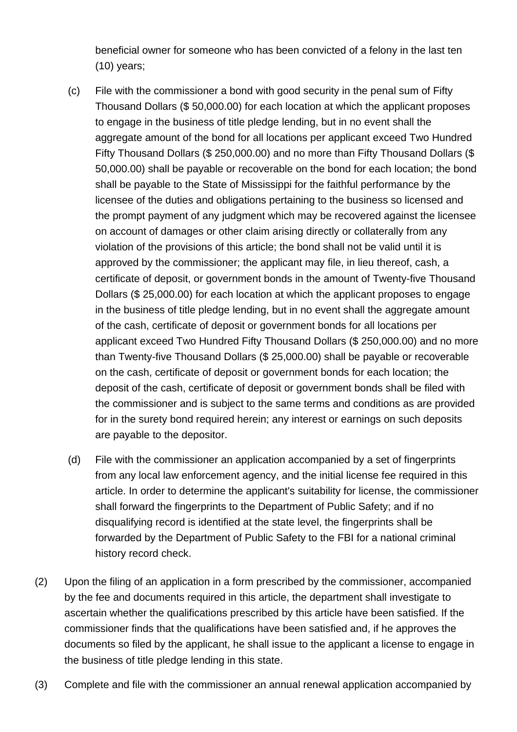beneficial owner for someone who has been convicted of a felony in the last ten (10) years;

(c) File with the commissioner a bond with good security in the penal sum of Fifty Thousand Dollars ($ 50,000.00) for each location at which the applicant proposes to engage in the business of title pledge lending, but in no event shall the aggregate amount of the bond for all locations per applicant exceed Two Hundred Fifty Thousand Dollars ($ 250,000.00) and no more than Fifty Thousand Dollars ($ 50,000.00) shall be payable or recoverable on the bond for each location; the bond shall be payable to the State of Mississippi for the faithful performance by the licensee of the duties and obligations pertaining to the business so licensed and the prompt payment of any judgment which may be recovered against the licensee on account of damages or other claim arising directly or collaterally from any violation of the provisions of this article; the bond shall not be valid until it is approved by the commissioner; the applicant may file, in lieu thereof, cash, a certificate of deposit, or government bonds in the amount of Twenty-five Thousand Dollars ($ 25,000.00) for each location at which the applicant proposes to engage in the business of title pledge lending, but in no event shall the aggregate amount of the cash, certificate of deposit or government bonds for all locations per applicant exceed Two Hundred Fifty Thousand Dollars ($ 250,000.00) and no more than Twenty-five Thousand Dollars ($ 25,000.00) shall be payable or recoverable on the cash, certificate of deposit or government bonds for each location; the deposit of the cash, certificate of deposit or government bonds shall be filed with the commissioner and is subject to the same terms and conditions as are provided for in the surety bond required herein; any interest or earnings on such deposits are payable to the depositor.

(d) File with the commissioner an application accompanied by a set of fingerprints from any local law enforcement agency, and the initial license fee required in this article. In order to determine the applicant's suitability for license, the commissioner shall forward the fingerprints to the Department of Public Safety; and if no disqualifying record is identified at the state level, the fingerprints shall be forwarded by the Department of Public Safety to the FBI for a national criminal history record check.

(2) Upon the filing of an application in a form prescribed by the commissioner, accompanied by the fee and documents required in this article, the department shall investigate to ascertain whether the qualifications prescribed by this article have been satisfied. If the commissioner finds that the qualifications have been satisfied and, if he approves the documents so filed by the applicant, he shall issue to the applicant a license to engage in the business of title pledge lending in this state.

(3) Complete and file with the commissioner an annual renewal application accompanied by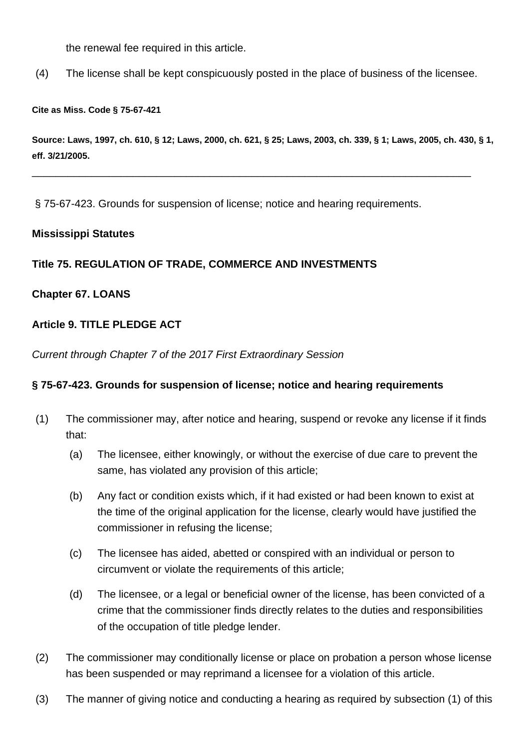the renewal fee required in this article.

(4) The license shall be kept conspicuously posted in the place of business of the licensee.

**Cite as Miss. Code § 75-67-421**

**Source: Laws, 1997, ch. 610, § 12; Laws, 2000, ch. 621, § 25; Laws, 2003, ch. 339, § 1; Laws, 2005, ch. 430, § 1, eff. 3/21/2005.**

---

§ 75-67-423. Grounds for suspension of license; notice and hearing requirements.

**Mississippi Statutes**

**Title 75. REGULATION OF TRADE, COMMERCE AND INVESTMENTS**

**Chapter 67. LOANS**

**Article 9. TITLE PLEDGE ACT**

*Current through Chapter 7 of the 2017 First Extraordinary Session*

**§ 75-67-423. Grounds for suspension of license; notice and hearing requirements**

(1) The commissioner may, after notice and hearing, suspend or revoke any license if it finds that:

 (a) The licensee, either knowingly, or without the exercise of due care to prevent the same, has violated any provision of this article;

 (b) Any fact or condition exists which, if it had existed or had been known to exist at the time of the original application for the license, clearly would have justified the commissioner in refusing the license;

 (c) The licensee has aided, abetted or conspired with an individual or person to circumvent or violate the requirements of this article;

 (d) The licensee, or a legal or beneficial owner of the license, has been convicted of a crime that the commissioner finds directly relates to the duties and responsibilities of the occupation of title pledge lender.

(2) The commissioner may conditionally license or place on probation a person whose license has been suspended or may reprimand a licensee for a violation of this article.

(3) The manner of giving notice and conducting a hearing as required by subsection (1) of this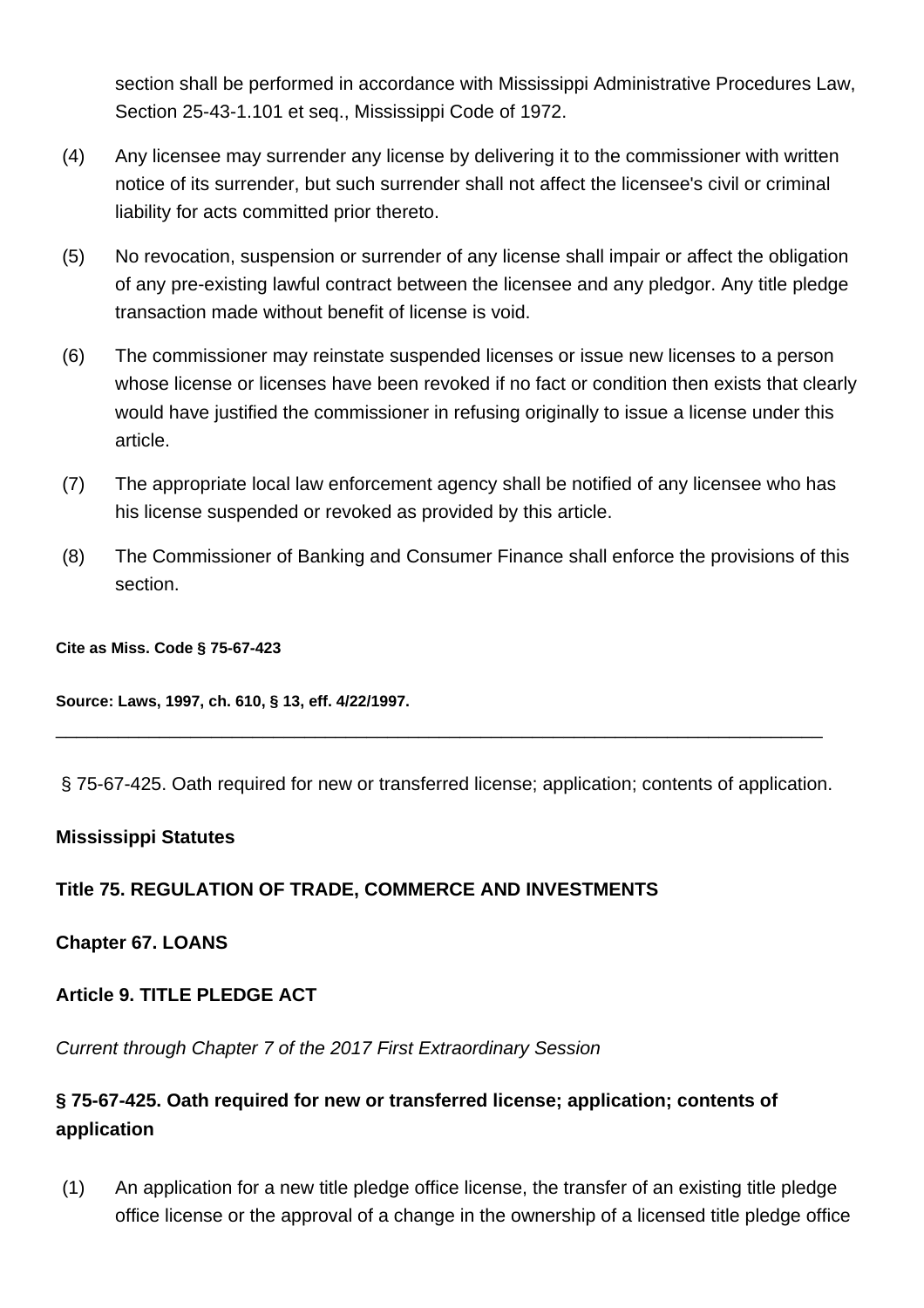section shall be performed in accordance with Mississippi Administrative Procedures Law, Section 25-43-1.101 et seq., Mississippi Code of 1972.

(4) Any licensee may surrender any license by delivering it to the commissioner with written notice of its surrender, but such surrender shall not affect the licensee's civil or criminal liability for acts committed prior thereto.

(5) No revocation, suspension or surrender of any license shall impair or affect the obligation of any pre-existing lawful contract between the licensee and any pledgor. Any title pledge transaction made without benefit of license is void.

(6) The commissioner may reinstate suspended licenses or issue new licenses to a person whose license or licenses have been revoked if no fact or condition then exists that clearly would have justified the commissioner in refusing originally to issue a license under this article.

(7) The appropriate local law enforcement agency shall be notified of any licensee who has his license suspended or revoked as provided by this article.

(8) The Commissioner of Banking and Consumer Finance shall enforce the provisions of this section.

**Cite as Miss. Code § 75-67-423**

**Source: Laws, 1997, ch. 610, § 13, eff. 4/22/1997.**

---

§ 75-67-425. Oath required for new or transferred license; application; contents of application.

**Mississippi Statutes**

**Title 75. REGULATION OF TRADE, COMMERCE AND INVESTMENTS**

**Chapter 67. LOANS**

**Article 9. TITLE PLEDGE ACT**

*Current through Chapter 7 of the 2017 First Extraordinary Session*

### § 75-67-425. Oath required for new or transferred license; application; contents of application

(1) An application for a new title pledge office license, the transfer of an existing title pledge office license or the approval of a change in the ownership of a licensed title pledge office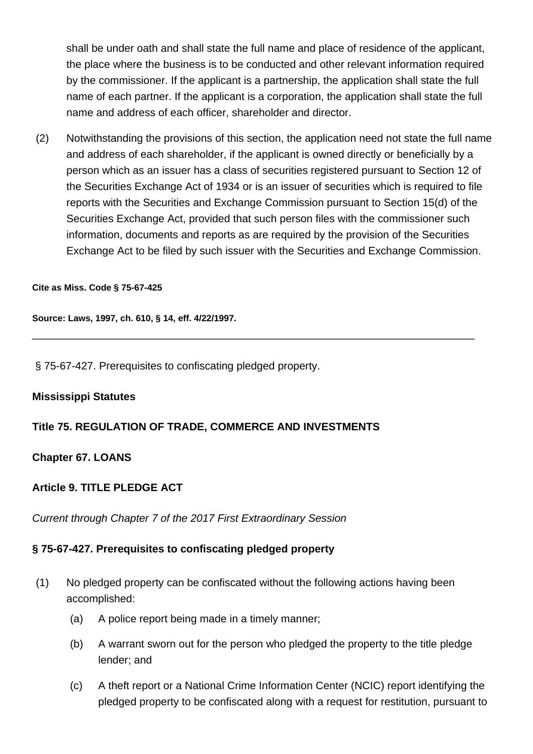shall be under oath and shall state the full name and place of residence of the applicant, the place where the business is to be conducted and other relevant information required by the commissioner. If the applicant is a partnership, the application shall state the full name of each partner. If the applicant is a corporation, the application shall state the full name and address of each officer, shareholder and director.

(2) Notwithstanding the provisions of this section, the application need not state the full name and address of each shareholder, if the applicant is owned directly or beneficially by a person which as an issuer has a class of securities registered pursuant to Section 12 of the Securities Exchange Act of 1934 or is an issuer of securities which is required to file reports with the Securities and Exchange Commission pursuant to Section 15(d) of the Securities Exchange Act, provided that such person files with the commissioner such information, documents and reports as are required by the provision of the Securities Exchange Act to be filed by such issuer with the Securities and Exchange Commission.

**Cite as Miss. Code § 75-67-425**

**Source: Laws, 1997, ch. 610, § 14, eff. 4/22/1997.**

---

§ 75-67-427. Prerequisites to confiscating pledged property.

**Mississippi Statutes**

**Title 75. REGULATION OF TRADE, COMMERCE AND INVESTMENTS**

**Chapter 67. LOANS**

**Article 9. TITLE PLEDGE ACT**

*Current through Chapter 7 of the 2017 First Extraordinary Session*

**§ 75-67-427. Prerequisites to confiscating pledged property**

(1) No pledged property can be confiscated without the following actions having been accomplished:

(a) A police report being made in a timely manner;

(b) A warrant sworn out for the person who pledged the property to the title pledge lender; and

(c) A theft report or a National Crime Information Center (NCIC) report identifying the pledged property to be confiscated along with a request for restitution, pursuant to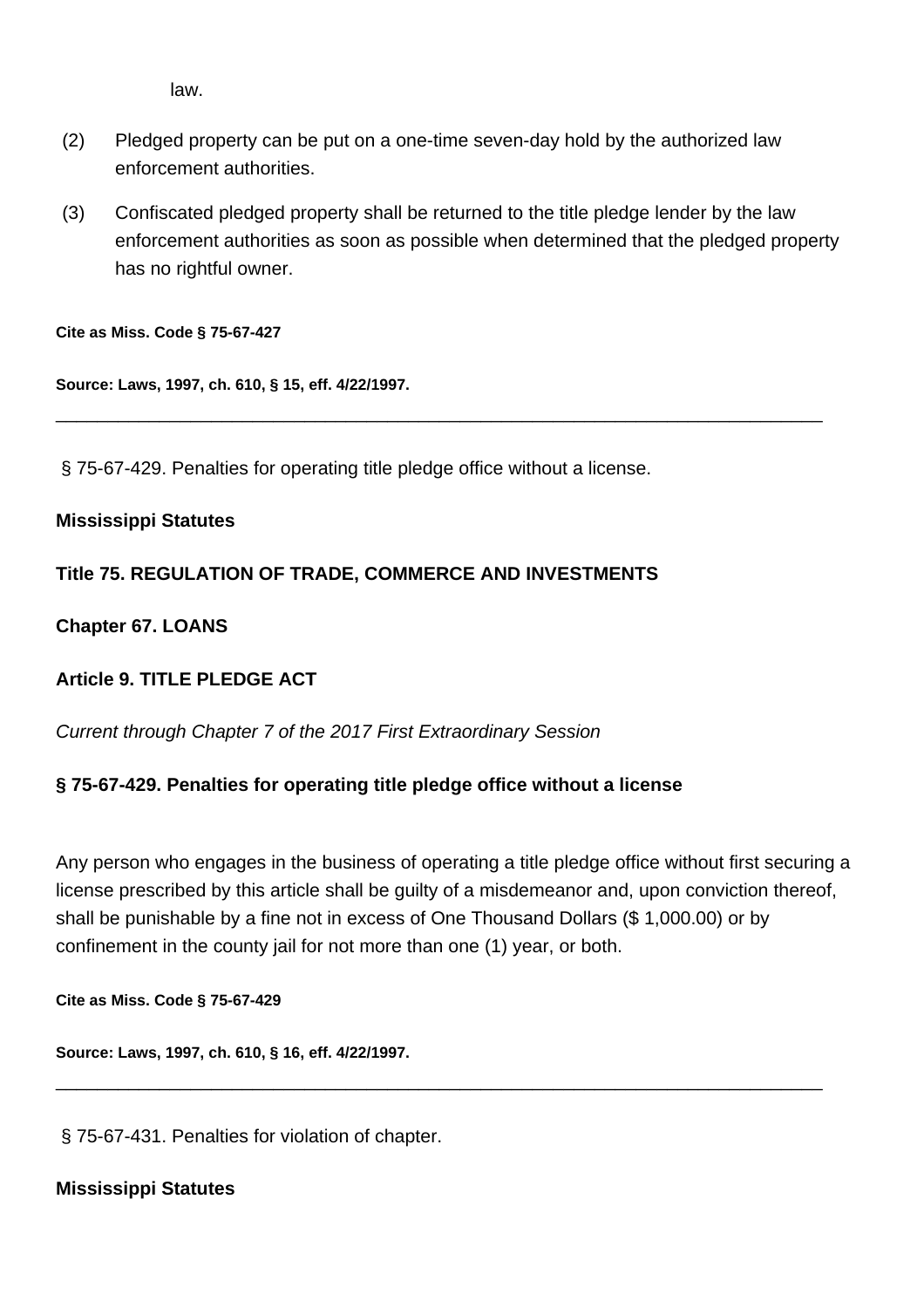law.

(2) Pledged property can be put on a one-time seven-day hold by the authorized law enforcement authorities.

(3) Confiscated pledged property shall be returned to the title pledge lender by the law enforcement authorities as soon as possible when determined that the pledged property has no rightful owner.

**Cite as Miss. Code § 75-67-427**

**Source: Laws, 1997, ch. 610, § 15, eff. 4/22/1997.**

---

§ 75-67-429. Penalties for operating title pledge office without a license.

**Mississippi Statutes**

**Title 75. REGULATION OF TRADE, COMMERCE AND INVESTMENTS**

**Chapter 67. LOANS**

**Article 9. TITLE PLEDGE ACT**

*Current through Chapter 7 of the 2017 First Extraordinary Session*

**§ 75-67-429. Penalties for operating title pledge office without a license**

Any person who engages in the business of operating a title pledge office without first securing a license prescribed by this article shall be guilty of a misdemeanor and, upon conviction thereof, shall be punishable by a fine not in excess of One Thousand Dollars ($ 1,000.00) or by confinement in the county jail for not more than one (1) year, or both.

**Cite as Miss. Code § 75-67-429**

**Source: Laws, 1997, ch. 610, § 16, eff. 4/22/1997.**

---

§ 75-67-431. Penalties for violation of chapter.

**Mississippi Statutes**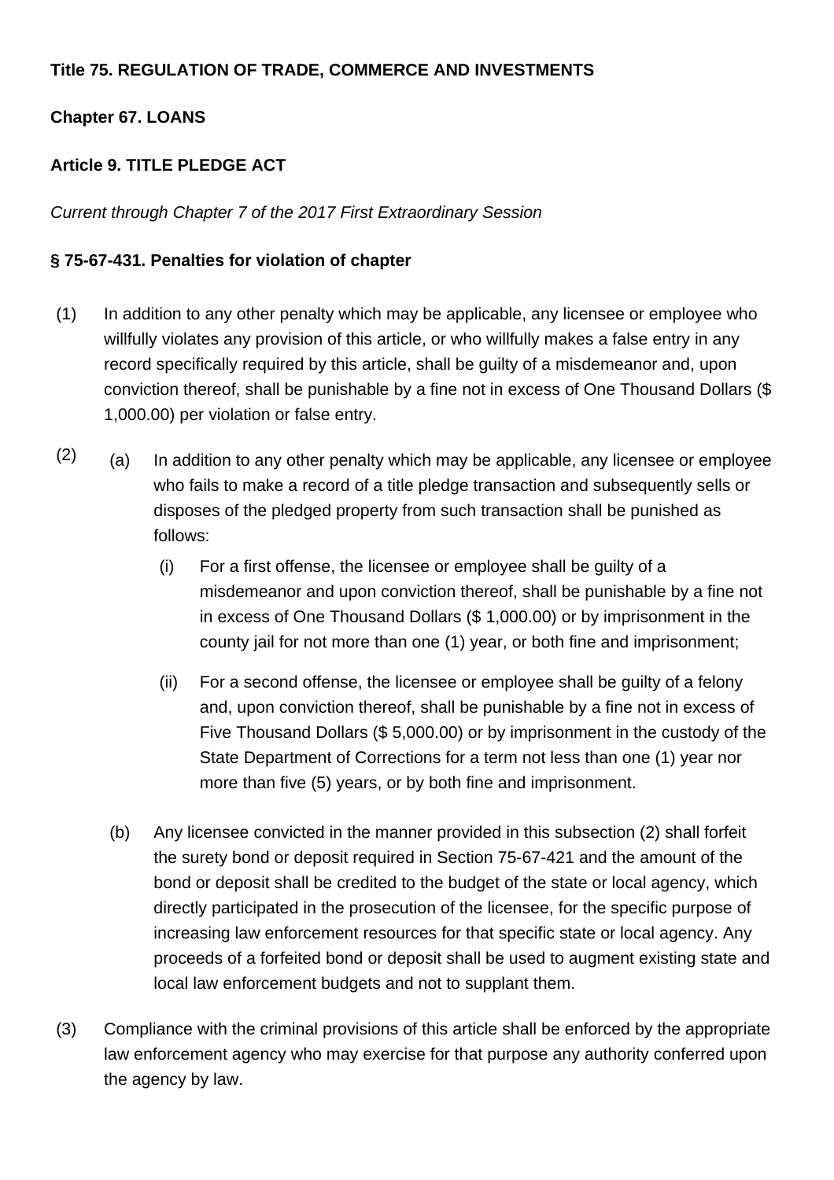**Title 75. REGULATION OF TRADE, COMMERCE AND INVESTMENTS**

**Chapter 67. LOANS**

**Article 9. TITLE PLEDGE ACT**

*Current through Chapter 7 of the 2017 First Extraordinary Session*

**§ 75-67-431. Penalties for violation of chapter**

(1) In addition to any other penalty which may be applicable, any licensee or employee who willfully violates any provision of this article, or who willfully makes a false entry in any record specifically required by this article, shall be guilty of a misdemeanor and, upon conviction thereof, shall be punishable by a fine not in excess of One Thousand Dollars ($ 1,000.00) per violation or false entry.

(2)

 (a) In addition to any other penalty which may be applicable, any licensee or employee who fails to make a record of a title pledge transaction and subsequently sells or disposes of the pledged property from such transaction shall be punished as follows:

  (i) For a first offense, the licensee or employee shall be guilty of a misdemeanor and upon conviction thereof, shall be punishable by a fine not in excess of One Thousand Dollars ($ 1,000.00) or by imprisonment in the county jail for not more than one (1) year, or both fine and imprisonment;

  (ii) For a second offense, the licensee or employee shall be guilty of a felony and, upon conviction thereof, shall be punishable by a fine not in excess of Five Thousand Dollars ($ 5,000.00) or by imprisonment in the custody of the State Department of Corrections for a term not less than one (1) year nor more than five (5) years, or by both fine and imprisonment.

 (b) Any licensee convicted in the manner provided in this subsection (2) shall forfeit the surety bond or deposit required in Section 75-67-421 and the amount of the bond or deposit shall be credited to the budget of the state or local agency, which directly participated in the prosecution of the licensee, for the specific purpose of increasing law enforcement resources for that specific state or local agency. Any proceeds of a forfeited bond or deposit shall be used to augment existing state and local law enforcement budgets and not to supplant them.

(3) Compliance with the criminal provisions of this article shall be enforced by the appropriate law enforcement agency who may exercise for that purpose any authority conferred upon the agency by law.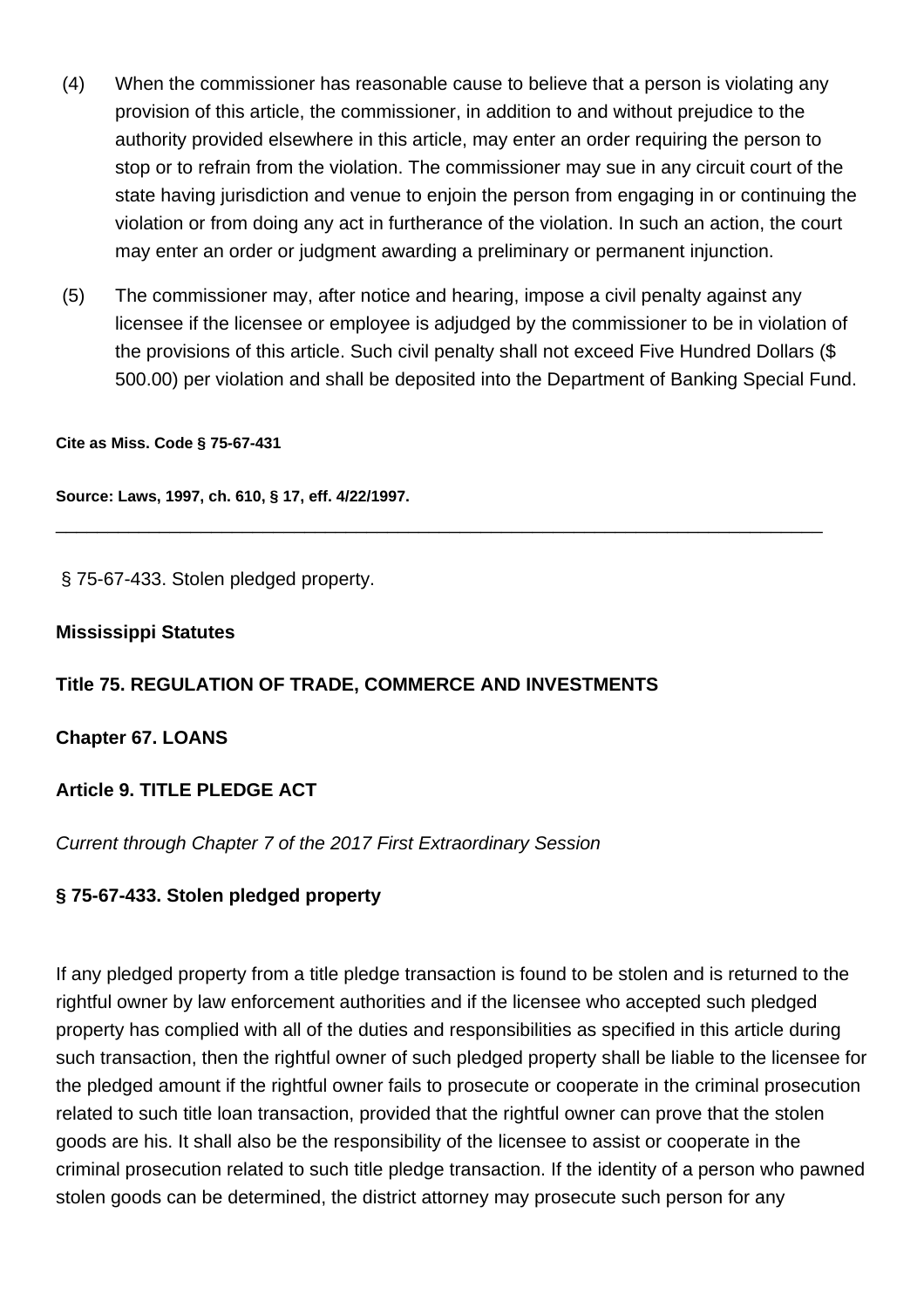(4) When the commissioner has reasonable cause to believe that a person is violating any provision of this article, the commissioner, in addition to and without prejudice to the authority provided elsewhere in this article, may enter an order requiring the person to stop or to refrain from the violation. The commissioner may sue in any circuit court of the state having jurisdiction and venue to enjoin the person from engaging in or continuing the violation or from doing any act in furtherance of the violation. In such an action, the court may enter an order or judgment awarding a preliminary or permanent injunction.

(5) The commissioner may, after notice and hearing, impose a civil penalty against any licensee if the licensee or employee is adjudged by the commissioner to be in violation of the provisions of this article. Such civil penalty shall not exceed Five Hundred Dollars ($ 500.00) per violation and shall be deposited into the Department of Banking Special Fund.

**Cite as Miss. Code § 75-67-431**

**Source: Laws, 1997, ch. 610, § 17, eff. 4/22/1997.**

---

§ 75-67-433. Stolen pledged property.

**Mississippi Statutes**

**Title 75. REGULATION OF TRADE, COMMERCE AND INVESTMENTS**

**Chapter 67. LOANS**

**Article 9. TITLE PLEDGE ACT**

*Current through Chapter 7 of the 2017 First Extraordinary Session*

**§ 75-67-433. Stolen pledged property**

If any pledged property from a title pledge transaction is found to be stolen and is returned to the rightful owner by law enforcement authorities and if the licensee who accepted such pledged property has complied with all of the duties and responsibilities as specified in this article during such transaction, then the rightful owner of such pledged property shall be liable to the licensee for the pledged amount if the rightful owner fails to prosecute or cooperate in the criminal prosecution related to such title loan transaction, provided that the rightful owner can prove that the stolen goods are his. It shall also be the responsibility of the licensee to assist or cooperate in the criminal prosecution related to such title pledge transaction. If the identity of a person who pawned stolen goods can be determined, the district attorney may prosecute such person for any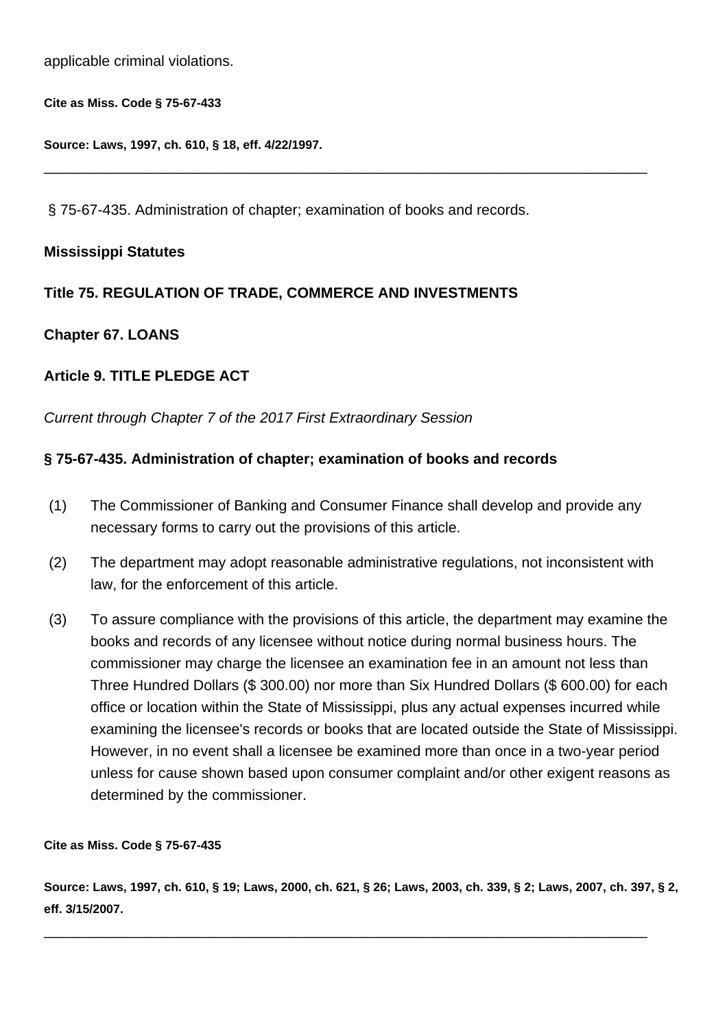applicable criminal violations.

**Cite as Miss. Code § 75-67-433**

**Source: Laws, 1997, ch. 610, § 18, eff. 4/22/1997.**

---

§ 75-67-435. Administration of chapter; examination of books and records.

**Mississippi Statutes**

**Title 75. REGULATION OF TRADE, COMMERCE AND INVESTMENTS**

**Chapter 67. LOANS**

**Article 9. TITLE PLEDGE ACT**

*Current through Chapter 7 of the 2017 First Extraordinary Session*

**§ 75-67-435. Administration of chapter; examination of books and records**

(1) The Commissioner of Banking and Consumer Finance shall develop and provide any necessary forms to carry out the provisions of this article.

(2) The department may adopt reasonable administrative regulations, not inconsistent with law, for the enforcement of this article.

(3) To assure compliance with the provisions of this article, the department may examine the books and records of any licensee without notice during normal business hours. The commissioner may charge the licensee an examination fee in an amount not less than Three Hundred Dollars ($ 300.00) nor more than Six Hundred Dollars ($ 600.00) for each office or location within the State of Mississippi, plus any actual expenses incurred while examining the licensee's records or books that are located outside the State of Mississippi. However, in no event shall a licensee be examined more than once in a two-year period unless for cause shown based upon consumer complaint and/or other exigent reasons as determined by the commissioner.

**Cite as Miss. Code § 75-67-435**

**Source: Laws, 1997, ch. 610, § 19; Laws, 2000, ch. 621, § 26; Laws, 2003, ch. 339, § 2; Laws, 2007, ch. 397, § 2, eff. 3/15/2007.**

---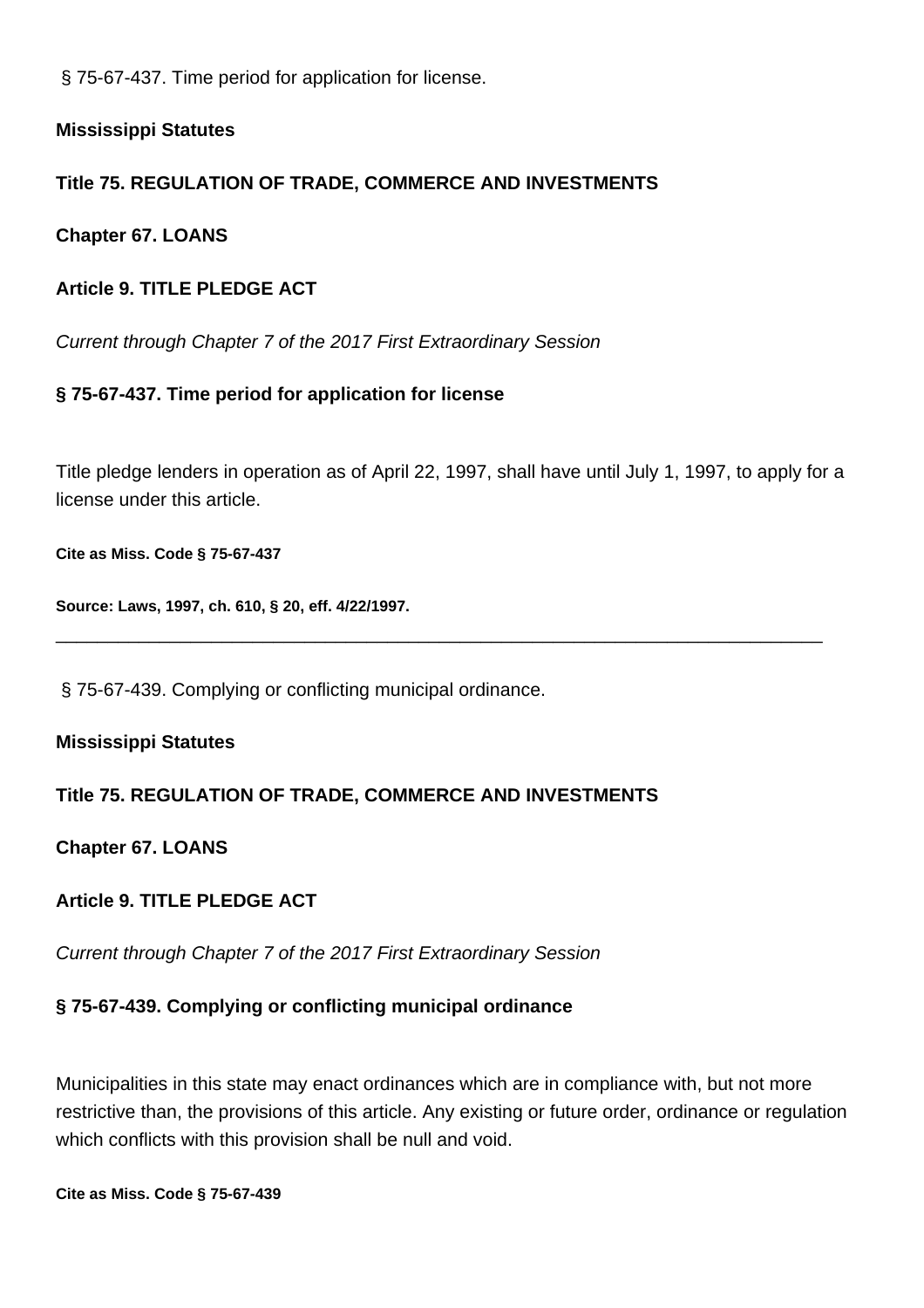§ 75-67-437. Time period for application for license.

**Mississippi Statutes**

**Title 75. REGULATION OF TRADE, COMMERCE AND INVESTMENTS**

**Chapter 67. LOANS**

**Article 9. TITLE PLEDGE ACT**

*Current through Chapter 7 of the 2017 First Extraordinary Session*

**§ 75-67-437. Time period for application for license**

Title pledge lenders in operation as of April 22, 1997, shall have until July 1, 1997, to apply for a license under this article.

**Cite as Miss. Code § 75-67-437**

**Source: Laws, 1997, ch. 610, § 20, eff. 4/22/1997.**

---

§ 75-67-439. Complying or conflicting municipal ordinance.

**Mississippi Statutes**

**Title 75. REGULATION OF TRADE, COMMERCE AND INVESTMENTS**

**Chapter 67. LOANS**

**Article 9. TITLE PLEDGE ACT**

*Current through Chapter 7 of the 2017 First Extraordinary Session*

**§ 75-67-439. Complying or conflicting municipal ordinance**

Municipalities in this state may enact ordinances which are in compliance with, but not more restrictive than, the provisions of this article. Any existing or future order, ordinance or regulation which conflicts with this provision shall be null and void.

**Cite as Miss. Code § 75-67-439**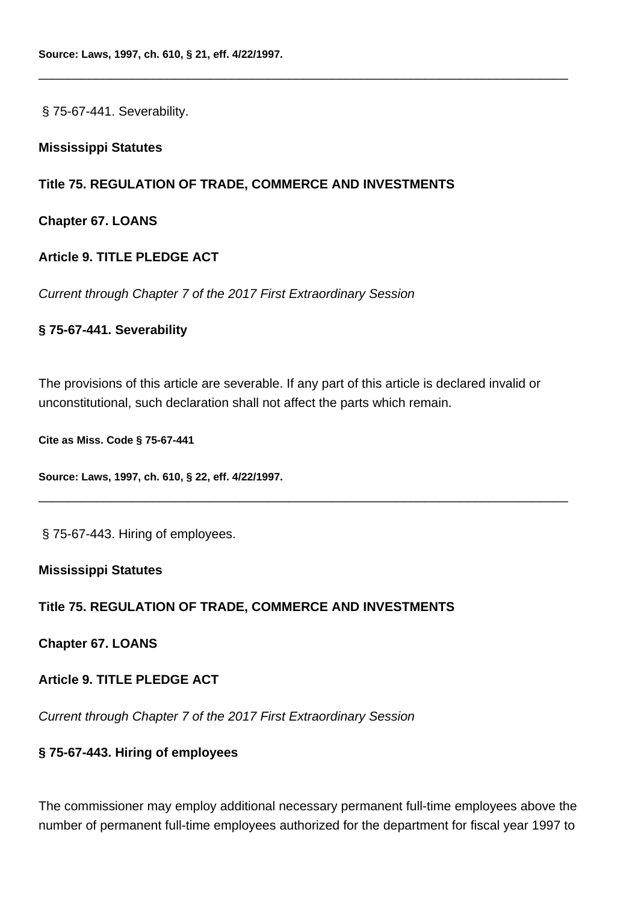**Source: Laws, 1997, ch. 610, § 21, eff. 4/22/1997.**

---

§ 75-67-441. Severability.

**Mississippi Statutes**

**Title 75. REGULATION OF TRADE, COMMERCE AND INVESTMENTS**

**Chapter 67. LOANS**

**Article 9. TITLE PLEDGE ACT**

*Current through Chapter 7 of the 2017 First Extraordinary Session*

**§ 75-67-441. Severability**

The provisions of this article are severable. If any part of this article is declared invalid or unconstitutional, such declaration shall not affect the parts which remain.

**Cite as Miss. Code § 75-67-441**

**Source: Laws, 1997, ch. 610, § 22, eff. 4/22/1997.**

---

§ 75-67-443. Hiring of employees.

**Mississippi Statutes**

**Title 75. REGULATION OF TRADE, COMMERCE AND INVESTMENTS**

**Chapter 67. LOANS**

**Article 9. TITLE PLEDGE ACT**

*Current through Chapter 7 of the 2017 First Extraordinary Session*

**§ 75-67-443. Hiring of employees**

The commissioner may employ additional necessary permanent full-time employees above the number of permanent full-time employees authorized for the department for fiscal year 1997 to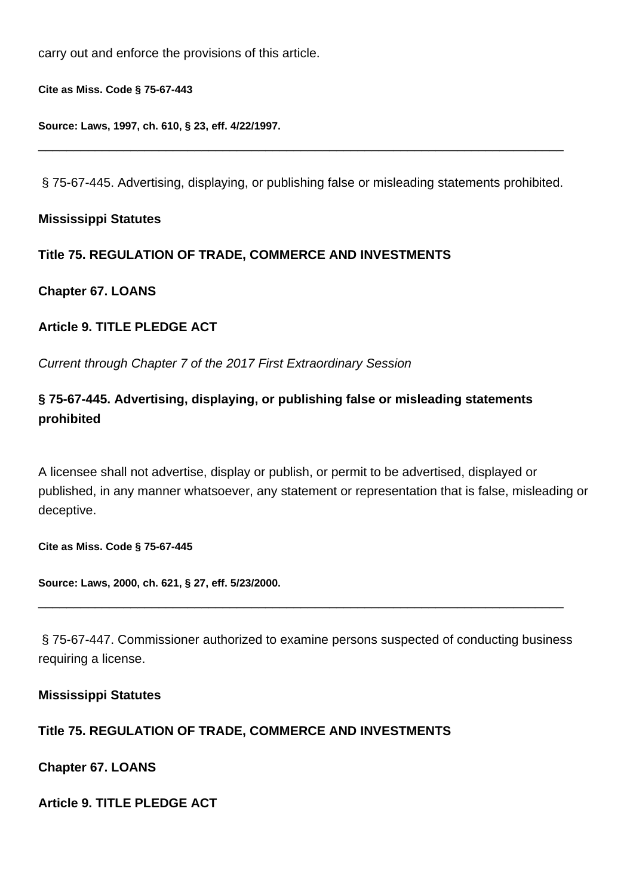carry out and enforce the provisions of this article.

**Cite as Miss. Code § 75-67-443**

**Source: Laws, 1997, ch. 610, § 23, eff. 4/22/1997.**

---

§ 75-67-445. Advertising, displaying, or publishing false or misleading statements prohibited.

**Mississippi Statutes**

**Title 75. REGULATION OF TRADE, COMMERCE AND INVESTMENTS**

**Chapter 67. LOANS**

**Article 9. TITLE PLEDGE ACT**

*Current through Chapter 7 of the 2017 First Extraordinary Session*

### § 75-67-445. Advertising, displaying, or publishing false or misleading statements prohibited

A licensee shall not advertise, display or publish, or permit to be advertised, displayed or published, in any manner whatsoever, any statement or representation that is false, misleading or deceptive.

**Cite as Miss. Code § 75-67-445**

**Source: Laws, 2000, ch. 621, § 27, eff. 5/23/2000.**

---

§ 75-67-447. Commissioner authorized to examine persons suspected of conducting business requiring a license.

**Mississippi Statutes**

**Title 75. REGULATION OF TRADE, COMMERCE AND INVESTMENTS**

**Chapter 67. LOANS**

**Article 9. TITLE PLEDGE ACT**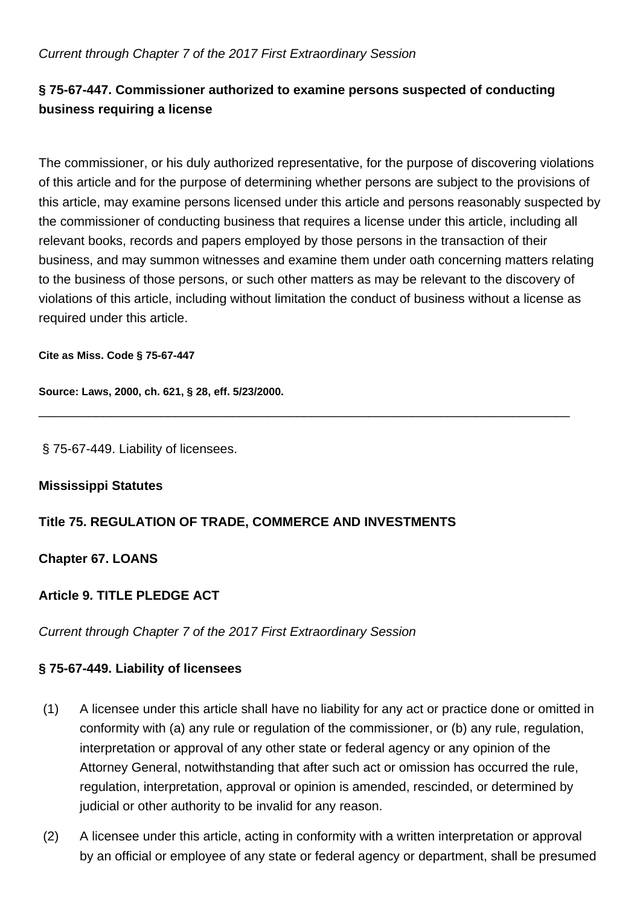*Current through Chapter 7 of the 2017 First Extraordinary Session*

### § 75-67-447. Commissioner authorized to examine persons suspected of conducting business requiring a license

The commissioner, or his duly authorized representative, for the purpose of discovering violations of this article and for the purpose of determining whether persons are subject to the provisions of this article, may examine persons licensed under this article and persons reasonably suspected by the commissioner of conducting business that requires a license under this article, including all relevant books, records and papers employed by those persons in the transaction of their business, and may summon witnesses and examine them under oath concerning matters relating to the business of those persons, or such other matters as may be relevant to the discovery of violations of this article, including without limitation the conduct of business without a license as required under this article.

**Cite as Miss. Code § 75-67-447**

**Source: Laws, 2000, ch. 621, § 28, eff. 5/23/2000.**

---

§ 75-67-449. Liability of licensees.

**Mississippi Statutes**

**Title 75. REGULATION OF TRADE, COMMERCE AND INVESTMENTS**

**Chapter 67. LOANS**

**Article 9. TITLE PLEDGE ACT**

*Current through Chapter 7 of the 2017 First Extraordinary Session*

### § 75-67-449. Liability of licensees

(1) A licensee under this article shall have no liability for any act or practice done or omitted in conformity with (a) any rule or regulation of the commissioner, or (b) any rule, regulation, interpretation or approval of any other state or federal agency or any opinion of the Attorney General, notwithstanding that after such act or omission has occurred the rule, regulation, interpretation, approval or opinion is amended, rescinded, or determined by judicial or other authority to be invalid for any reason.

(2) A licensee under this article, acting in conformity with a written interpretation or approval by an official or employee of any state or federal agency or department, shall be presumed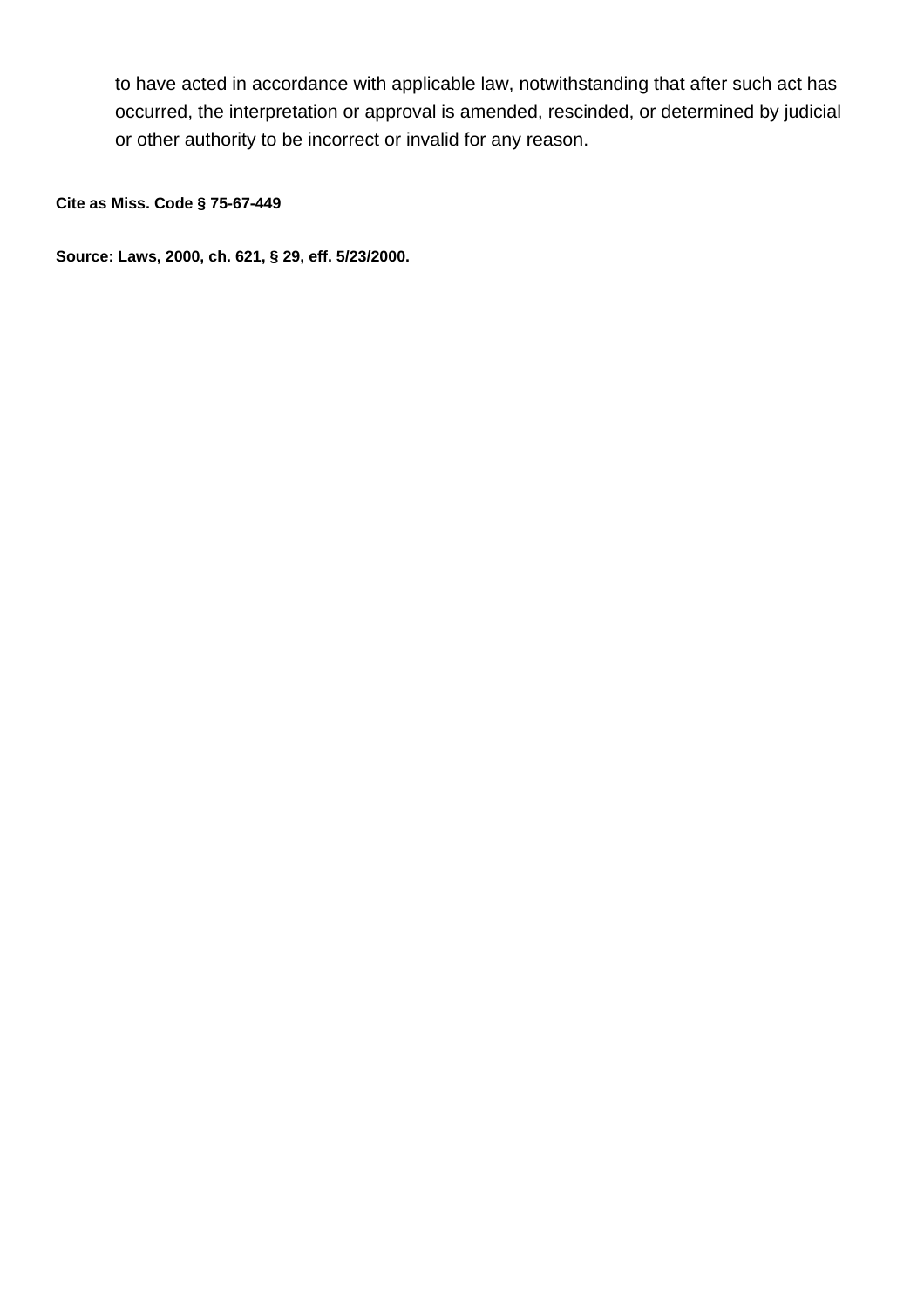to have acted in accordance with applicable law, notwithstanding that after such act has occurred, the interpretation or approval is amended, rescinded, or determined by judicial or other authority to be incorrect or invalid for any reason.

**Cite as Miss. Code § 75-67-449**

**Source: Laws, 2000, ch. 621, § 29, eff. 5/23/2000.**